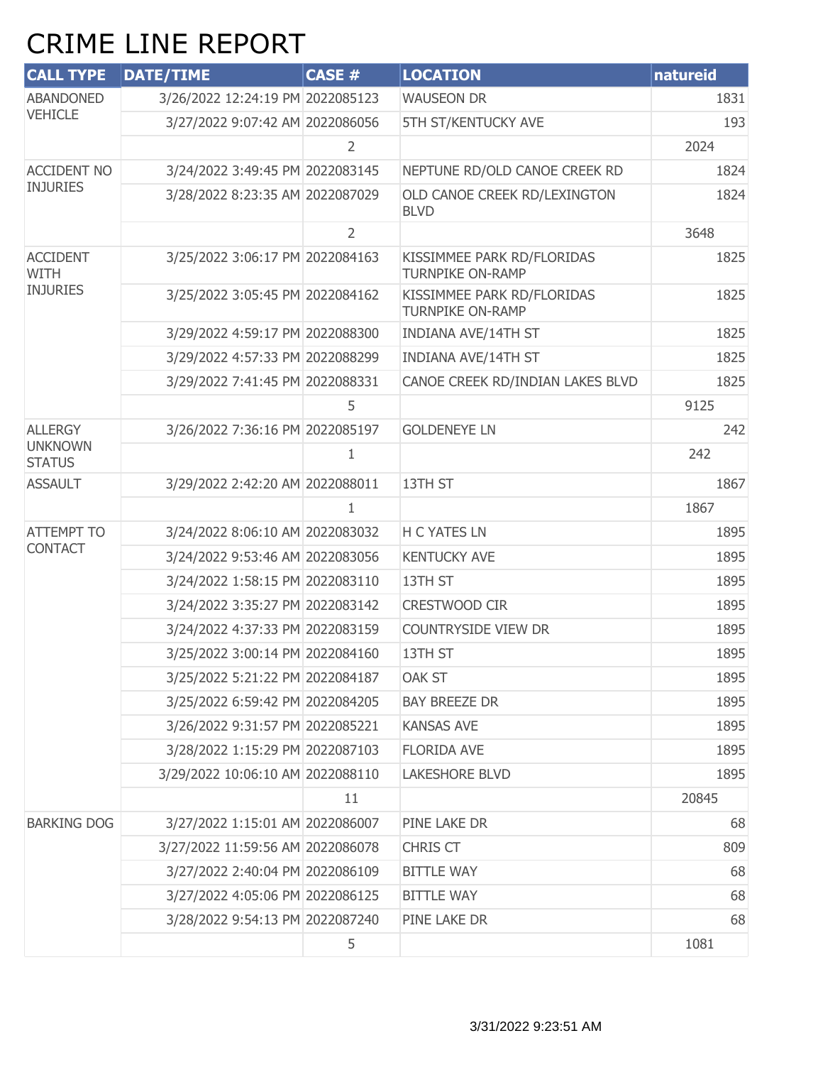# CRIME LINE REPORT

| CALL TYPE | DATE/TIME | CASE # | LOCATION | natureid |
|---|---|---|---|---|
| ABANDONED VEHICLE | 3/26/2022 12:24:19 PM | 2022085123 | WAUSEON DR | 1831 |
| | 3/27/2022 9:07:42 AM | 2022086056 | 5TH ST/KENTUCKY AVE | 193 |
| | | 2 | | 2024 |
| ACCIDENT NO INJURIES | 3/24/2022 3:49:45 PM | 2022083145 | NEPTUNE RD/OLD CANOE CREEK RD | 1824 |
| | 3/28/2022 8:23:35 AM | 2022087029 | OLD CANOE CREEK RD/LEXINGTON BLVD | 1824 |
| | | 2 | | 3648 |
| ACCIDENT WITH INJURIES | 3/25/2022 3:06:17 PM | 2022084163 | KISSIMMEE PARK RD/FLORIDAS TURNPIKE ON-RAMP | 1825 |
| | 3/25/2022 3:05:45 PM | 2022084162 | KISSIMMEE PARK RD/FLORIDAS TURNPIKE ON-RAMP | 1825 |
| | 3/29/2022 4:59:17 PM | 2022088300 | INDIANA AVE/14TH ST | 1825 |
| | 3/29/2022 4:57:33 PM | 2022088299 | INDIANA AVE/14TH ST | 1825 |
| | 3/29/2022 7:41:45 PM | 2022088331 | CANOE CREEK RD/INDIAN LAKES BLVD | 1825 |
| | | 5 | | 9125 |
| ALLERGY UNKNOWN STATUS | 3/26/2022 7:36:16 PM | 2022085197 | GOLDENEYE LN | 242 |
| | | 1 | | 242 |
| ASSAULT | 3/29/2022 2:42:20 AM | 2022088011 | 13TH ST | 1867 |
| | | 1 | | 1867 |
| ATTEMPT TO CONTACT | 3/24/2022 8:06:10 AM | 2022083032 | H C YATES LN | 1895 |
| | 3/24/2022 9:53:46 AM | 2022083056 | KENTUCKY AVE | 1895 |
| | 3/24/2022 1:58:15 PM | 2022083110 | 13TH ST | 1895 |
| | 3/24/2022 3:35:27 PM | 2022083142 | CRESTWOOD CIR | 1895 |
| | 3/24/2022 4:37:33 PM | 2022083159 | COUNTRYSIDE VIEW DR | 1895 |
| | 3/25/2022 3:00:14 PM | 2022084160 | 13TH ST | 1895 |
| | 3/25/2022 5:21:22 PM | 2022084187 | OAK ST | 1895 |
| | 3/25/2022 6:59:42 PM | 2022084205 | BAY BREEZE DR | 1895 |
| | 3/26/2022 9:31:57 PM | 2022085221 | KANSAS AVE | 1895 |
| | 3/28/2022 1:15:29 PM | 2022087103 | FLORIDA AVE | 1895 |
| | 3/29/2022 10:06:10 AM | 2022088110 | LAKESHORE BLVD | 1895 |
| | | 11 | | 20845 |
| BARKING DOG | 3/27/2022 1:15:01 AM | 2022086007 | PINE LAKE DR | 68 |
| | 3/27/2022 11:59:56 AM | 2022086078 | CHRIS CT | 809 |
| | 3/27/2022 2:40:04 PM | 2022086109 | BITTLE WAY | 68 |
| | 3/27/2022 4:05:06 PM | 2022086125 | BITTLE WAY | 68 |
| | 3/28/2022 9:54:13 PM | 2022087240 | PINE LAKE DR | 68 |
| | | 5 | | 1081 |

3/31/2022 9:23:51 AM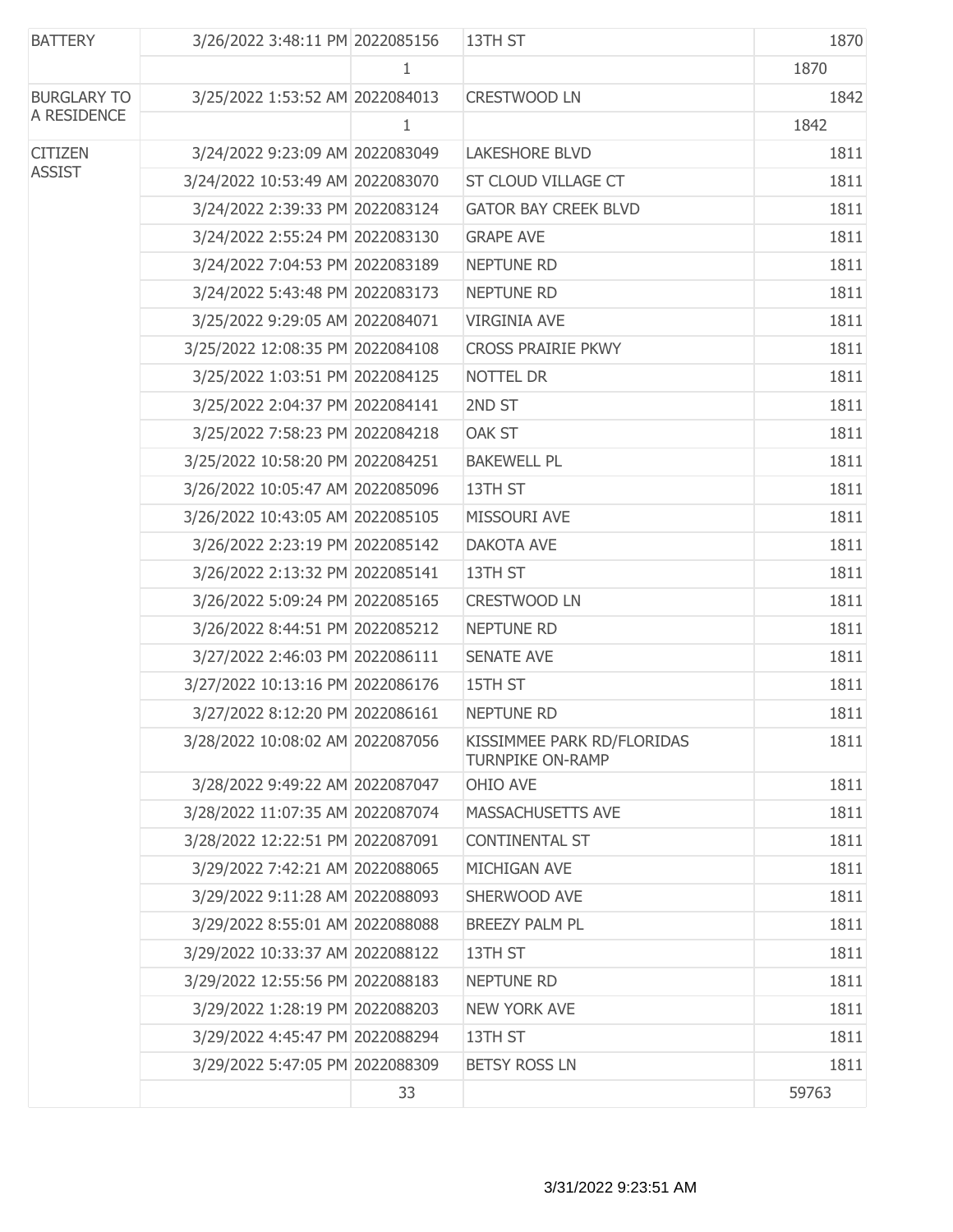| | | | | |
|---|---|---|---|---|
| BATTERY | 3/26/2022 3:48:11 PM | 2022085156 | 13TH ST | 1870 |
| | | 1 | | 1870 |
| BURGLARY TO A RESIDENCE | 3/25/2022 1:53:52 AM | 2022084013 | CRESTWOOD LN | 1842 |
| | | 1 | | 1842 |
| CITIZEN ASSIST | 3/24/2022 9:23:09 AM | 2022083049 | LAKESHORE BLVD | 1811 |
| | 3/24/2022 10:53:49 AM | 2022083070 | ST CLOUD VILLAGE CT | 1811 |
| | 3/24/2022 2:39:33 PM | 2022083124 | GATOR BAY CREEK BLVD | 1811 |
| | 3/24/2022 2:55:24 PM | 2022083130 | GRAPE AVE | 1811 |
| | 3/24/2022 7:04:53 PM | 2022083189 | NEPTUNE RD | 1811 |
| | 3/24/2022 5:43:48 PM | 2022083173 | NEPTUNE RD | 1811 |
| | 3/25/2022 9:29:05 AM | 2022084071 | VIRGINIA AVE | 1811 |
| | 3/25/2022 12:08:35 PM | 2022084108 | CROSS PRAIRIE PKWY | 1811 |
| | 3/25/2022 1:03:51 PM | 2022084125 | NOTTEL DR | 1811 |
| | 3/25/2022 2:04:37 PM | 2022084141 | 2ND ST | 1811 |
| | 3/25/2022 7:58:23 PM | 2022084218 | OAK ST | 1811 |
| | 3/25/2022 10:58:20 PM | 2022084251 | BAKEWELL PL | 1811 |
| | 3/26/2022 10:05:47 AM | 2022085096 | 13TH ST | 1811 |
| | 3/26/2022 10:43:05 AM | 2022085105 | MISSOURI AVE | 1811 |
| | 3/26/2022 2:23:19 PM | 2022085142 | DAKOTA AVE | 1811 |
| | 3/26/2022 2:13:32 PM | 2022085141 | 13TH ST | 1811 |
| | 3/26/2022 5:09:24 PM | 2022085165 | CRESTWOOD LN | 1811 |
| | 3/26/2022 8:44:51 PM | 2022085212 | NEPTUNE RD | 1811 |
| | 3/27/2022 2:46:03 PM | 2022086111 | SENATE AVE | 1811 |
| | 3/27/2022 10:13:16 PM | 2022086176 | 15TH ST | 1811 |
| | 3/27/2022 8:12:20 PM | 2022086161 | NEPTUNE RD | 1811 |
| | 3/28/2022 10:08:02 AM | 2022087056 | KISSIMMEE PARK RD/FLORIDAS TURNPIKE ON-RAMP | 1811 |
| | 3/28/2022 9:49:22 AM | 2022087047 | OHIO AVE | 1811 |
| | 3/28/2022 11:07:35 AM | 2022087074 | MASSACHUSETTS AVE | 1811 |
| | 3/28/2022 12:22:51 PM | 2022087091 | CONTINENTAL ST | 1811 |
| | 3/29/2022 7:42:21 AM | 2022088065 | MICHIGAN AVE | 1811 |
| | 3/29/2022 9:11:28 AM | 2022088093 | SHERWOOD AVE | 1811 |
| | 3/29/2022 8:55:01 AM | 2022088088 | BREEZY PALM PL | 1811 |
| | 3/29/2022 10:33:37 AM | 2022088122 | 13TH ST | 1811 |
| | 3/29/2022 12:55:56 PM | 2022088183 | NEPTUNE RD | 1811 |
| | 3/29/2022 1:28:19 PM | 2022088203 | NEW YORK AVE | 1811 |
| | 3/29/2022 4:45:47 PM | 2022088294 | 13TH ST | 1811 |
| | 3/29/2022 5:47:05 PM | 2022088309 | BETSY ROSS LN | 1811 |
| | | 33 | | 59763 |

3/31/2022 9:23:51 AM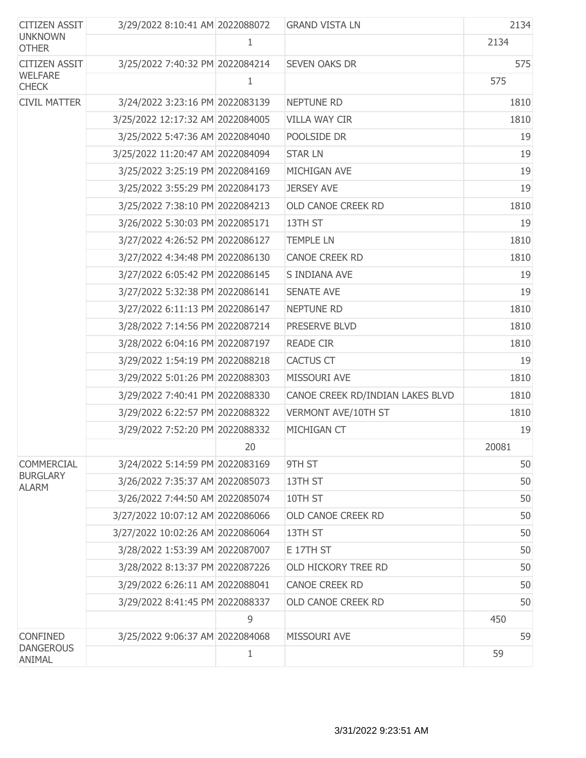| | | | | |
|---|---|---|---|---|
| CITIZEN ASSIT UNKNOWN OTHER | 3/29/2022 8:10:41 AM | 2022088072 | GRAND VISTA LN | 2134 |
| | | 1 | | 2134 |
| CITIZEN ASSIT WELFARE CHECK | 3/25/2022 7:40:32 PM | 2022084214 | SEVEN OAKS DR | 575 |
| | | 1 | | 575 |
| CIVIL MATTER | 3/24/2022 3:23:16 PM | 2022083139 | NEPTUNE RD | 1810 |
| | 3/25/2022 12:17:32 AM | 2022084005 | VILLA WAY CIR | 1810 |
| | 3/25/2022 5:47:36 AM | 2022084040 | POOLSIDE DR | 19 |
| | 3/25/2022 11:20:47 AM | 2022084094 | STAR LN | 19 |
| | 3/25/2022 3:25:19 PM | 2022084169 | MICHIGAN AVE | 19 |
| | 3/25/2022 3:55:29 PM | 2022084173 | JERSEY AVE | 19 |
| | 3/25/2022 7:38:10 PM | 2022084213 | OLD CANOE CREEK RD | 1810 |
| | 3/26/2022 5:30:03 PM | 2022085171 | 13TH ST | 19 |
| | 3/27/2022 4:26:52 PM | 2022086127 | TEMPLE LN | 1810 |
| | 3/27/2022 4:34:48 PM | 2022086130 | CANOE CREEK RD | 1810 |
| | 3/27/2022 6:05:42 PM | 2022086145 | S INDIANA AVE | 19 |
| | 3/27/2022 5:32:38 PM | 2022086141 | SENATE AVE | 19 |
| | 3/27/2022 6:11:13 PM | 2022086147 | NEPTUNE RD | 1810 |
| | 3/28/2022 7:14:56 PM | 2022087214 | PRESERVE BLVD | 1810 |
| | 3/28/2022 6:04:16 PM | 2022087197 | READE CIR | 1810 |
| | 3/29/2022 1:54:19 PM | 2022088218 | CACTUS CT | 19 |
| | 3/29/2022 5:01:26 PM | 2022088303 | MISSOURI AVE | 1810 |
| | 3/29/2022 7:40:41 PM | 2022088330 | CANOE CREEK RD/INDIAN LAKES BLVD | 1810 |
| | 3/29/2022 6:22:57 PM | 2022088322 | VERMONT AVE/10TH ST | 1810 |
| | 3/29/2022 7:52:20 PM | 2022088332 | MICHIGAN CT | 19 |
| | | 20 | | 20081 |
| COMMERCIAL BURGLARY ALARM | 3/24/2022 5:14:59 PM | 2022083169 | 9TH ST | 50 |
| | 3/26/2022 7:35:37 AM | 2022085073 | 13TH ST | 50 |
| | 3/26/2022 7:44:50 AM | 2022085074 | 10TH ST | 50 |
| | 3/27/2022 10:07:12 AM | 2022086066 | OLD CANOE CREEK RD | 50 |
| | 3/27/2022 10:02:26 AM | 2022086064 | 13TH ST | 50 |
| | 3/28/2022 1:53:39 AM | 2022087007 | E 17TH ST | 50 |
| | 3/28/2022 8:13:37 PM | 2022087226 | OLD HICKORY TREE RD | 50 |
| | 3/29/2022 6:26:11 AM | 2022088041 | CANOE CREEK RD | 50 |
| | 3/29/2022 8:41:45 PM | 2022088337 | OLD CANOE CREEK RD | 50 |
| | | 9 | | 450 |
| CONFINED DANGEROUS ANIMAL | 3/25/2022 9:06:37 AM | 2022084068 | MISSOURI AVE | 59 |
| | | 1 | | 59 |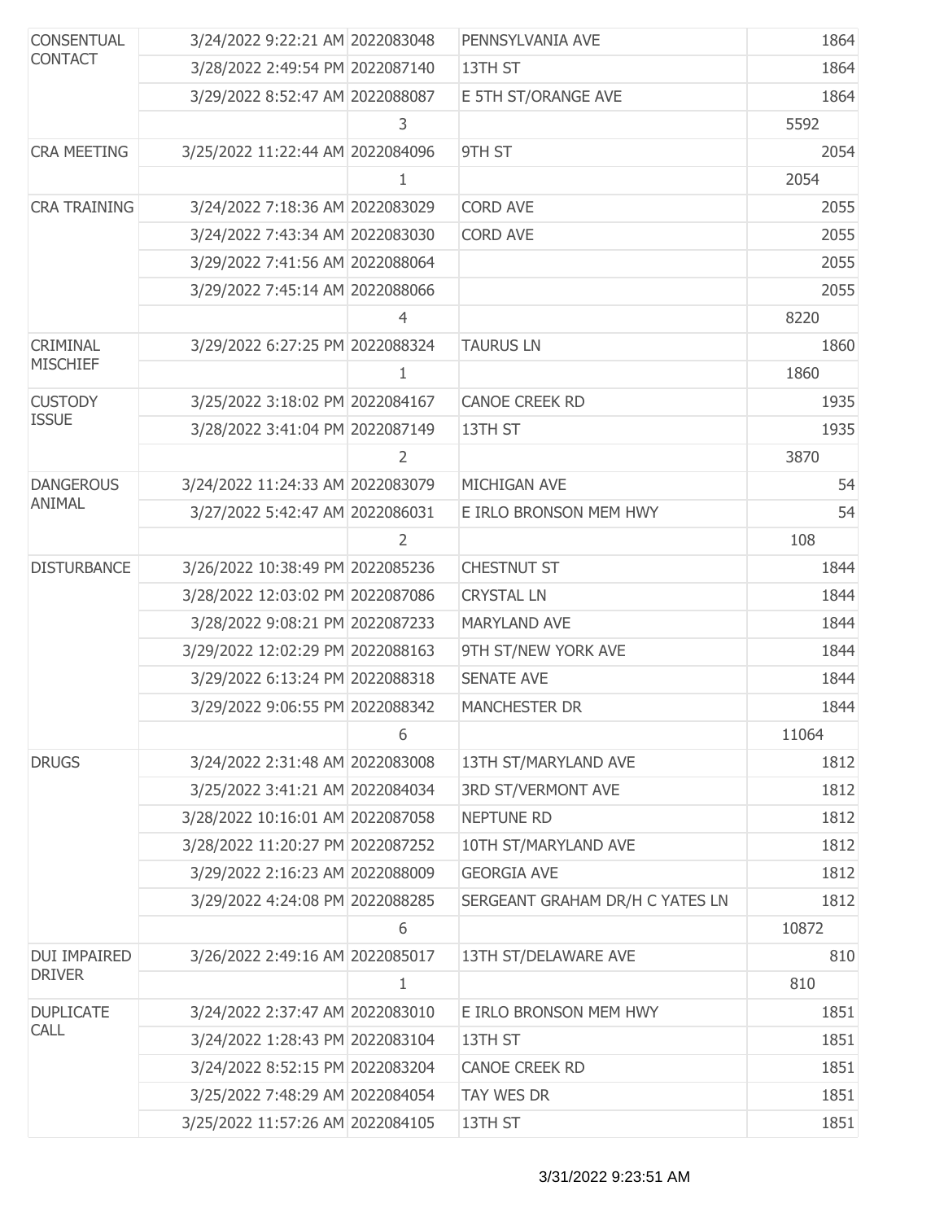| | | | | |
|---|---|---|---|---|
| CONSENTUAL CONTACT | 3/24/2022 9:22:21 AM | 2022083048 | PENNSYLVANIA AVE | 1864 |
| | 3/28/2022 2:49:54 PM | 2022087140 | 13TH ST | 1864 |
| | 3/29/2022 8:52:47 AM | 2022088087 | E 5TH ST/ORANGE AVE | 1864 |
| | | 3 | | 5592 |
| CRA MEETING | 3/25/2022 11:22:44 AM | 2022084096 | 9TH ST | 2054 |
| | | 1 | | 2054 |
| CRA TRAINING | 3/24/2022 7:18:36 AM | 2022083029 | CORD AVE | 2055 |
| | 3/24/2022 7:43:34 AM | 2022083030 | CORD AVE | 2055 |
| | 3/29/2022 7:41:56 AM | 2022088064 | | 2055 |
| | 3/29/2022 7:45:14 AM | 2022088066 | | 2055 |
| | | 4 | | 8220 |
| CRIMINAL MISCHIEF | 3/29/2022 6:27:25 PM | 2022088324 | TAURUS LN | 1860 |
| | | 1 | | 1860 |
| CUSTODY ISSUE | 3/25/2022 3:18:02 PM | 2022084167 | CANOE CREEK RD | 1935 |
| | 3/28/2022 3:41:04 PM | 2022087149 | 13TH ST | 1935 |
| | | 2 | | 3870 |
| DANGEROUS ANIMAL | 3/24/2022 11:24:33 AM | 2022083079 | MICHIGAN AVE | 54 |
| | 3/27/2022 5:42:47 AM | 2022086031 | E IRLO BRONSON MEM HWY | 54 |
| | | 2 | | 108 |
| DISTURBANCE | 3/26/2022 10:38:49 PM | 2022085236 | CHESTNUT ST | 1844 |
| | 3/28/2022 12:03:02 PM | 2022087086 | CRYSTAL LN | 1844 |
| | 3/28/2022 9:08:21 PM | 2022087233 | MARYLAND AVE | 1844 |
| | 3/29/2022 12:02:29 PM | 2022088163 | 9TH ST/NEW YORK AVE | 1844 |
| | 3/29/2022 6:13:24 PM | 2022088318 | SENATE AVE | 1844 |
| | 3/29/2022 9:06:55 PM | 2022088342 | MANCHESTER DR | 1844 |
| | | 6 | | 11064 |
| DRUGS | 3/24/2022 2:31:48 AM | 2022083008 | 13TH ST/MARYLAND AVE | 1812 |
| | 3/25/2022 3:41:21 AM | 2022084034 | 3RD ST/VERMONT AVE | 1812 |
| | 3/28/2022 10:16:01 AM | 2022087058 | NEPTUNE RD | 1812 |
| | 3/28/2022 11:20:27 PM | 2022087252 | 10TH ST/MARYLAND AVE | 1812 |
| | 3/29/2022 2:16:23 AM | 2022088009 | GEORGIA AVE | 1812 |
| | 3/29/2022 4:24:08 PM | 2022088285 | SERGEANT GRAHAM DR/H C YATES LN | 1812 |
| | | 6 | | 10872 |
| DUI IMPAIRED DRIVER | 3/26/2022 2:49:16 AM | 2022085017 | 13TH ST/DELAWARE AVE | 810 |
| | | 1 | | 810 |
| DUPLICATE CALL | 3/24/2022 2:37:47 AM | 2022083010 | E IRLO BRONSON MEM HWY | 1851 |
| | 3/24/2022 1:28:43 PM | 2022083104 | 13TH ST | 1851 |
| | 3/24/2022 8:52:15 PM | 2022083204 | CANOE CREEK RD | 1851 |
| | 3/25/2022 7:48:29 AM | 2022084054 | TAY WES DR | 1851 |
| | 3/25/2022 11:57:26 AM | 2022084105 | 13TH ST | 1851 |

3/31/2022 9:23:51 AM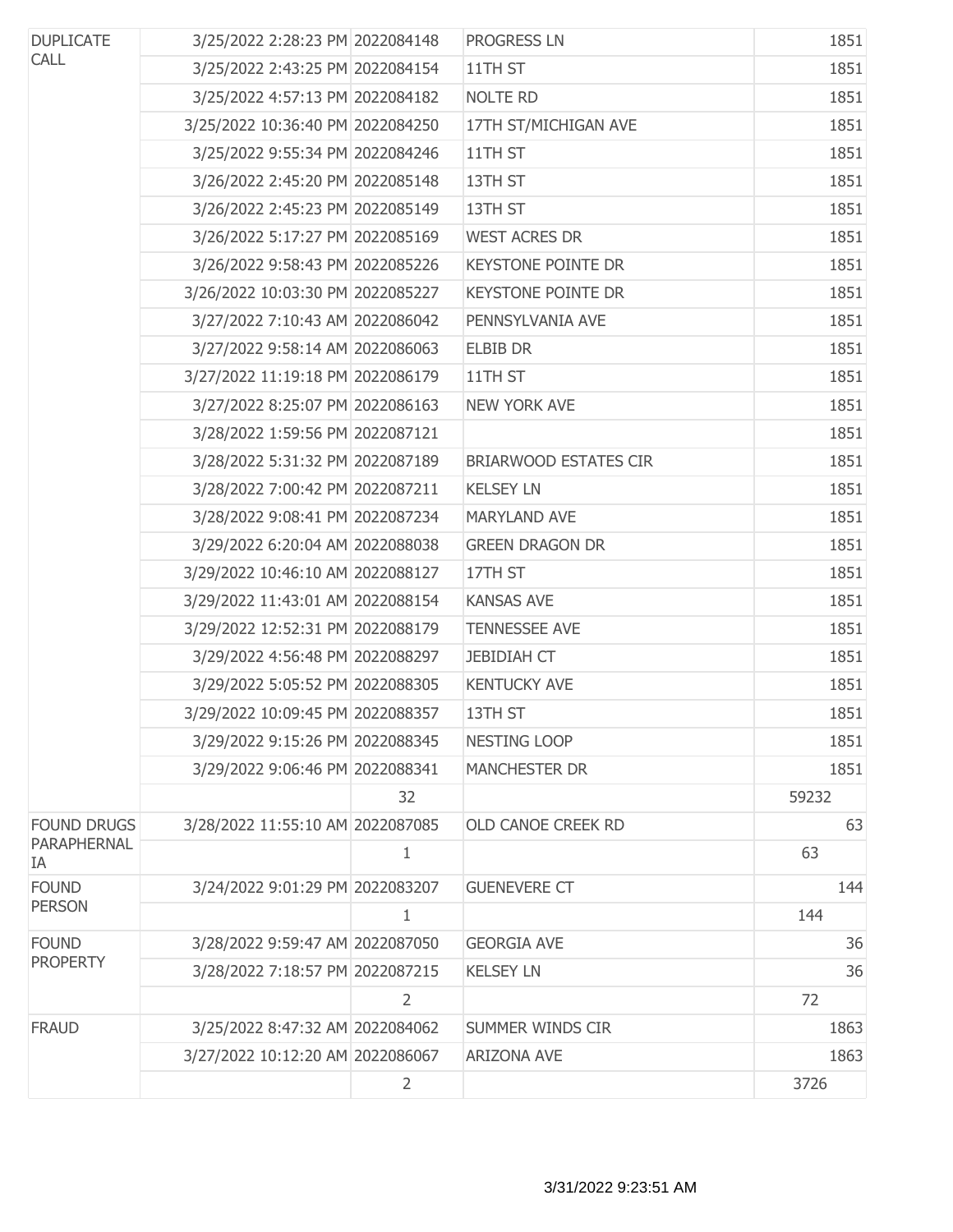| | | | | |
|---|---|---|---|---|
| DUPLICATE CALL | 3/25/2022 2:28:23 PM | 2022084148 | PROGRESS LN | 1851 |
| | 3/25/2022 2:43:25 PM | 2022084154 | 11TH ST | 1851 |
| | 3/25/2022 4:57:13 PM | 2022084182 | NOLTE RD | 1851 |
| | 3/25/2022 10:36:40 PM | 2022084250 | 17TH ST/MICHIGAN AVE | 1851 |
| | 3/25/2022 9:55:34 PM | 2022084246 | 11TH ST | 1851 |
| | 3/26/2022 2:45:20 PM | 2022085148 | 13TH ST | 1851 |
| | 3/26/2022 2:45:23 PM | 2022085149 | 13TH ST | 1851 |
| | 3/26/2022 5:17:27 PM | 2022085169 | WEST ACRES DR | 1851 |
| | 3/26/2022 9:58:43 PM | 2022085226 | KEYSTONE POINTE DR | 1851 |
| | 3/26/2022 10:03:30 PM | 2022085227 | KEYSTONE POINTE DR | 1851 |
| | 3/27/2022 7:10:43 AM | 2022086042 | PENNSYLVANIA AVE | 1851 |
| | 3/27/2022 9:58:14 AM | 2022086063 | ELBIB DR | 1851 |
| | 3/27/2022 11:19:18 PM | 2022086179 | 11TH ST | 1851 |
| | 3/27/2022 8:25:07 PM | 2022086163 | NEW YORK AVE | 1851 |
| | 3/28/2022 1:59:56 PM | 2022087121 | | 1851 |
| | 3/28/2022 5:31:32 PM | 2022087189 | BRIARWOOD ESTATES CIR | 1851 |
| | 3/28/2022 7:00:42 PM | 2022087211 | KELSEY LN | 1851 |
| | 3/28/2022 9:08:41 PM | 2022087234 | MARYLAND AVE | 1851 |
| | 3/29/2022 6:20:04 AM | 2022088038 | GREEN DRAGON DR | 1851 |
| | 3/29/2022 10:46:10 AM | 2022088127 | 17TH ST | 1851 |
| | 3/29/2022 11:43:01 AM | 2022088154 | KANSAS AVE | 1851 |
| | 3/29/2022 12:52:31 PM | 2022088179 | TENNESSEE AVE | 1851 |
| | 3/29/2022 4:56:48 PM | 2022088297 | JEBIDIAH CT | 1851 |
| | 3/29/2022 5:05:52 PM | 2022088305 | KENTUCKY AVE | 1851 |
| | 3/29/2022 10:09:45 PM | 2022088357 | 13TH ST | 1851 |
| | 3/29/2022 9:15:26 PM | 2022088345 | NESTING LOOP | 1851 |
| | 3/29/2022 9:06:46 PM | 2022088341 | MANCHESTER DR | 1851 |
| | | 32 | | 59232 |
| FOUND DRUGS PARAPHERNALIA | 3/28/2022 11:55:10 AM | 2022087085 | OLD CANOE CREEK RD | 63 |
| | | 1 | | 63 |
| FOUND PERSON | 3/24/2022 9:01:29 PM | 2022083207 | GUENEVERE CT | 144 |
| | | 1 | | 144 |
| FOUND PROPERTY | 3/28/2022 9:59:47 AM | 2022087050 | GEORGIA AVE | 36 |
| | 3/28/2022 7:18:57 PM | 2022087215 | KELSEY LN | 36 |
| | | 2 | | 72 |
| FRAUD | 3/25/2022 8:47:32 AM | 2022084062 | SUMMER WINDS CIR | 1863 |
| | 3/27/2022 10:12:20 AM | 2022086067 | ARIZONA AVE | 1863 |
| | | 2 | | 3726 |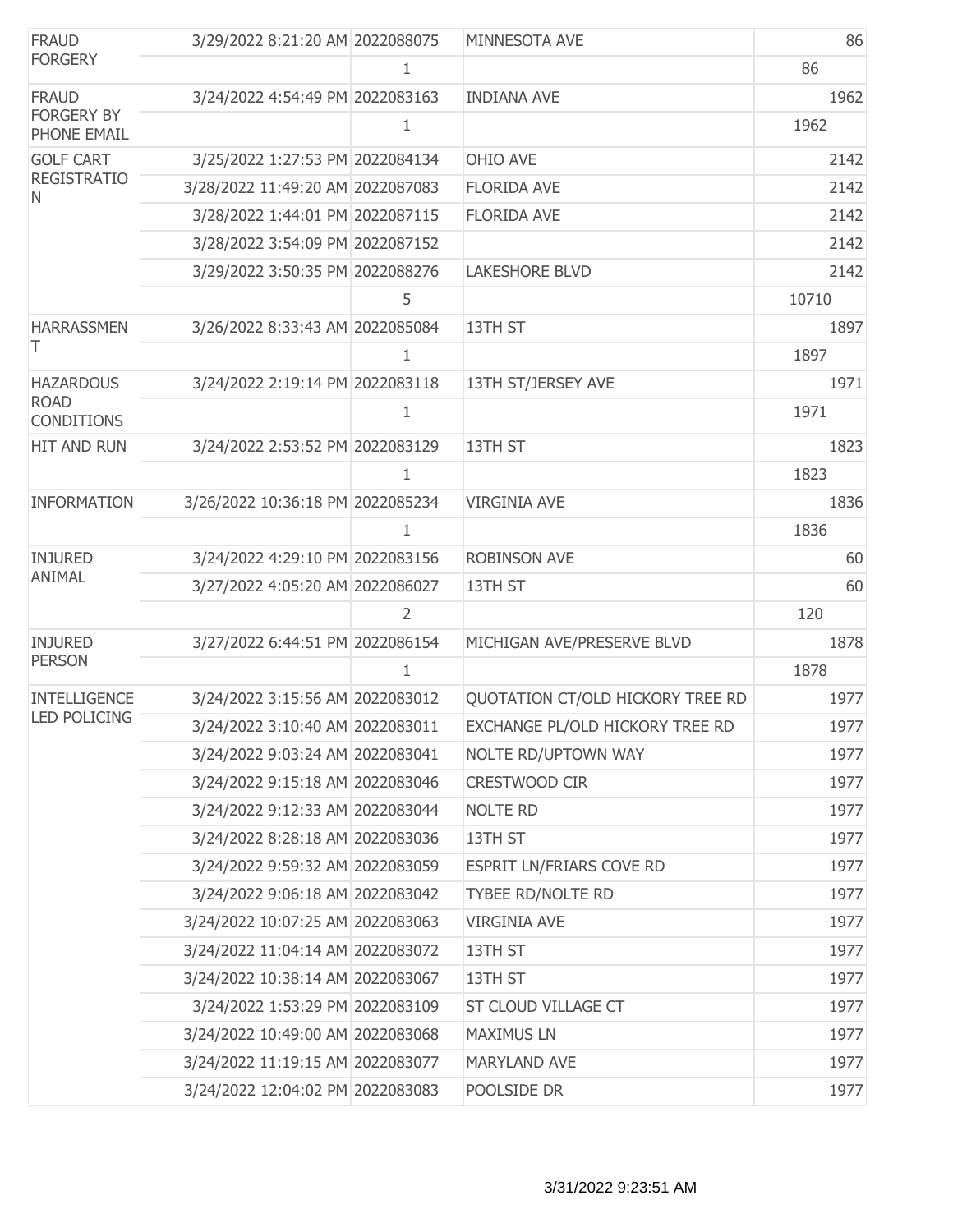| | | | | |
|---|---|---|---|---|
| FRAUD FORGERY | 3/29/2022 8:21:20 AM | 2022088075 | MINNESOTA AVE | 86 |
| | | 1 | | 86 |
| FRAUD FORGERY BY PHONE EMAIL | 3/24/2022 4:54:49 PM | 2022083163 | INDIANA AVE | 1962 |
| | | 1 | | 1962 |
| GOLF CART REGISTRATION | 3/25/2022 1:27:53 PM | 2022084134 | OHIO AVE | 2142 |
| | 3/28/2022 11:49:20 AM | 2022087083 | FLORIDA AVE | 2142 |
| | 3/28/2022 1:44:01 PM | 2022087115 | FLORIDA AVE | 2142 |
| | 3/28/2022 3:54:09 PM | 2022087152 | | 2142 |
| | 3/29/2022 3:50:35 PM | 2022088276 | LAKESHORE BLVD | 2142 |
| | | 5 | | 10710 |
| HARRASSMENT | 3/26/2022 8:33:43 AM | 2022085084 | 13TH ST | 1897 |
| | | 1 | | 1897 |
| HAZARDOUS ROAD CONDITIONS | 3/24/2022 2:19:14 PM | 2022083118 | 13TH ST/JERSEY AVE | 1971 |
| | | 1 | | 1971 |
| HIT AND RUN | 3/24/2022 2:53:52 PM | 2022083129 | 13TH ST | 1823 |
| | | 1 | | 1823 |
| INFORMATION | 3/26/2022 10:36:18 PM | 2022085234 | VIRGINIA AVE | 1836 |
| | | 1 | | 1836 |
| INJURED ANIMAL | 3/24/2022 4:29:10 PM | 2022083156 | ROBINSON AVE | 60 |
| | 3/27/2022 4:05:20 AM | 2022086027 | 13TH ST | 60 |
| | | 2 | | 120 |
| INJURED PERSON | 3/27/2022 6:44:51 PM | 2022086154 | MICHIGAN AVE/PRESERVE BLVD | 1878 |
| | | 1 | | 1878 |
| INTELLIGENCE LED POLICING | 3/24/2022 3:15:56 AM | 2022083012 | QUOTATION CT/OLD HICKORY TREE RD | 1977 |
| | 3/24/2022 3:10:40 AM | 2022083011 | EXCHANGE PL/OLD HICKORY TREE RD | 1977 |
| | 3/24/2022 9:03:24 AM | 2022083041 | NOLTE RD/UPTOWN WAY | 1977 |
| | 3/24/2022 9:15:18 AM | 2022083046 | CRESTWOOD CIR | 1977 |
| | 3/24/2022 9:12:33 AM | 2022083044 | NOLTE RD | 1977 |
| | 3/24/2022 8:28:18 AM | 2022083036 | 13TH ST | 1977 |
| | 3/24/2022 9:59:32 AM | 2022083059 | ESPRIT LN/FRIARS COVE RD | 1977 |
| | 3/24/2022 9:06:18 AM | 2022083042 | TYBEE RD/NOLTE RD | 1977 |
| | 3/24/2022 10:07:25 AM | 2022083063 | VIRGINIA AVE | 1977 |
| | 3/24/2022 11:04:14 AM | 2022083072 | 13TH ST | 1977 |
| | 3/24/2022 10:38:14 AM | 2022083067 | 13TH ST | 1977 |
| | 3/24/2022 1:53:29 PM | 2022083109 | ST CLOUD VILLAGE CT | 1977 |
| | 3/24/2022 10:49:00 AM | 2022083068 | MAXIMUS LN | 1977 |
| | 3/24/2022 11:19:15 AM | 2022083077 | MARYLAND AVE | 1977 |
| | 3/24/2022 12:04:02 PM | 2022083083 | POOLSIDE DR | 1977 |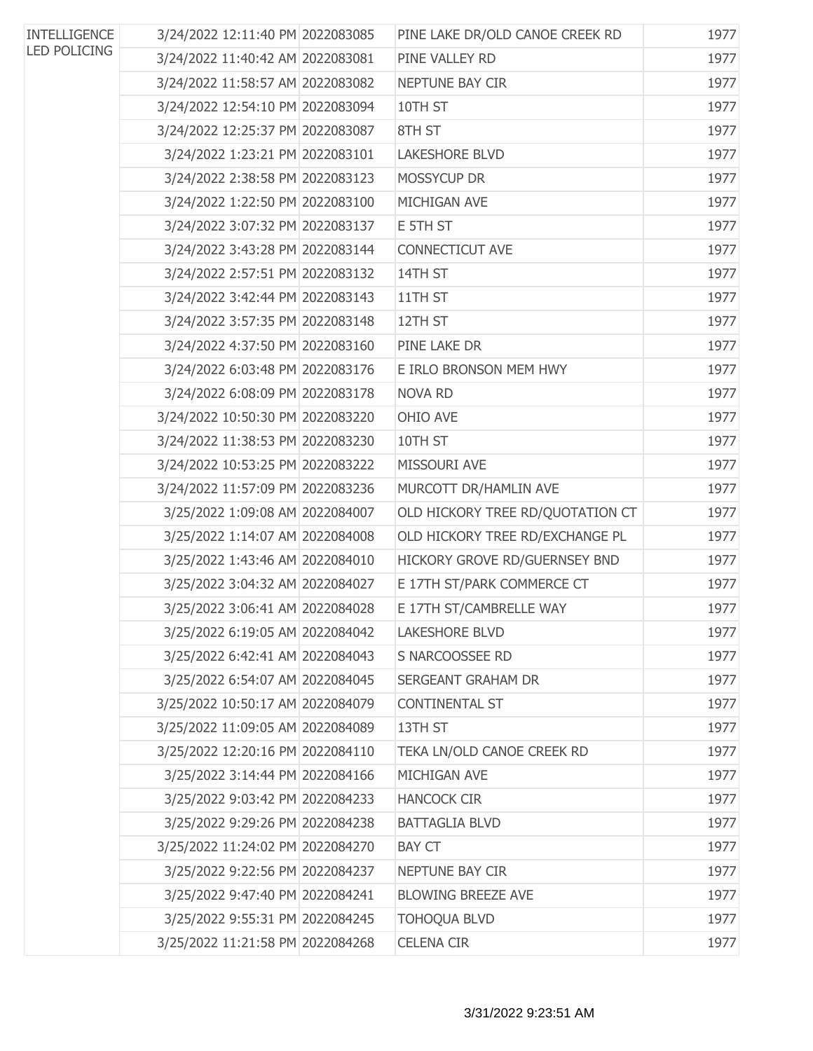| | | | | |
|---|---|---|---|---|
| INTELLIGENCE LED POLICING | 3/24/2022 12:11:40 PM | 2022083085 | PINE LAKE DR/OLD CANOE CREEK RD | 1977 |
| | 3/24/2022 11:40:42 AM | 2022083081 | PINE VALLEY RD | 1977 |
| | 3/24/2022 11:58:57 AM | 2022083082 | NEPTUNE BAY CIR | 1977 |
| | 3/24/2022 12:54:10 PM | 2022083094 | 10TH ST | 1977 |
| | 3/24/2022 12:25:37 PM | 2022083087 | 8TH ST | 1977 |
| | 3/24/2022 1:23:21 PM | 2022083101 | LAKESHORE BLVD | 1977 |
| | 3/24/2022 2:38:58 PM | 2022083123 | MOSSYCUP DR | 1977 |
| | 3/24/2022 1:22:50 PM | 2022083100 | MICHIGAN AVE | 1977 |
| | 3/24/2022 3:07:32 PM | 2022083137 | E 5TH ST | 1977 |
| | 3/24/2022 3:43:28 PM | 2022083144 | CONNECTICUT AVE | 1977 |
| | 3/24/2022 2:57:51 PM | 2022083132 | 14TH ST | 1977 |
| | 3/24/2022 3:42:44 PM | 2022083143 | 11TH ST | 1977 |
| | 3/24/2022 3:57:35 PM | 2022083148 | 12TH ST | 1977 |
| | 3/24/2022 4:37:50 PM | 2022083160 | PINE LAKE DR | 1977 |
| | 3/24/2022 6:03:48 PM | 2022083176 | E IRLO BRONSON MEM HWY | 1977 |
| | 3/24/2022 6:08:09 PM | 2022083178 | NOVA RD | 1977 |
| | 3/24/2022 10:50:30 PM | 2022083220 | OHIO AVE | 1977 |
| | 3/24/2022 11:38:53 PM | 2022083230 | 10TH ST | 1977 |
| | 3/24/2022 10:53:25 PM | 2022083222 | MISSOURI AVE | 1977 |
| | 3/24/2022 11:57:09 PM | 2022083236 | MURCOTT DR/HAMLIN AVE | 1977 |
| | 3/25/2022 1:09:08 AM | 2022084007 | OLD HICKORY TREE RD/QUOTATION CT | 1977 |
| | 3/25/2022 1:14:07 AM | 2022084008 | OLD HICKORY TREE RD/EXCHANGE PL | 1977 |
| | 3/25/2022 1:43:46 AM | 2022084010 | HICKORY GROVE RD/GUERNSEY BND | 1977 |
| | 3/25/2022 3:04:32 AM | 2022084027 | E 17TH ST/PARK COMMERCE CT | 1977 |
| | 3/25/2022 3:06:41 AM | 2022084028 | E 17TH ST/CAMBRELLE WAY | 1977 |
| | 3/25/2022 6:19:05 AM | 2022084042 | LAKESHORE BLVD | 1977 |
| | 3/25/2022 6:42:41 AM | 2022084043 | S NARCOOSSEE RD | 1977 |
| | 3/25/2022 6:54:07 AM | 2022084045 | SERGEANT GRAHAM DR | 1977 |
| | 3/25/2022 10:50:17 AM | 2022084079 | CONTINENTAL ST | 1977 |
| | 3/25/2022 11:09:05 AM | 2022084089 | 13TH ST | 1977 |
| | 3/25/2022 12:20:16 PM | 2022084110 | TEKA LN/OLD CANOE CREEK RD | 1977 |
| | 3/25/2022 3:14:44 PM | 2022084166 | MICHIGAN AVE | 1977 |
| | 3/25/2022 9:03:42 PM | 2022084233 | HANCOCK CIR | 1977 |
| | 3/25/2022 9:29:26 PM | 2022084238 | BATTAGLIA BLVD | 1977 |
| | 3/25/2022 11:24:02 PM | 2022084270 | BAY CT | 1977 |
| | 3/25/2022 9:22:56 PM | 2022084237 | NEPTUNE BAY CIR | 1977 |
| | 3/25/2022 9:47:40 PM | 2022084241 | BLOWING BREEZE AVE | 1977 |
| | 3/25/2022 9:55:31 PM | 2022084245 | TOHOQUA BLVD | 1977 |
| | 3/25/2022 11:21:58 PM | 2022084268 | CELENA CIR | 1977 |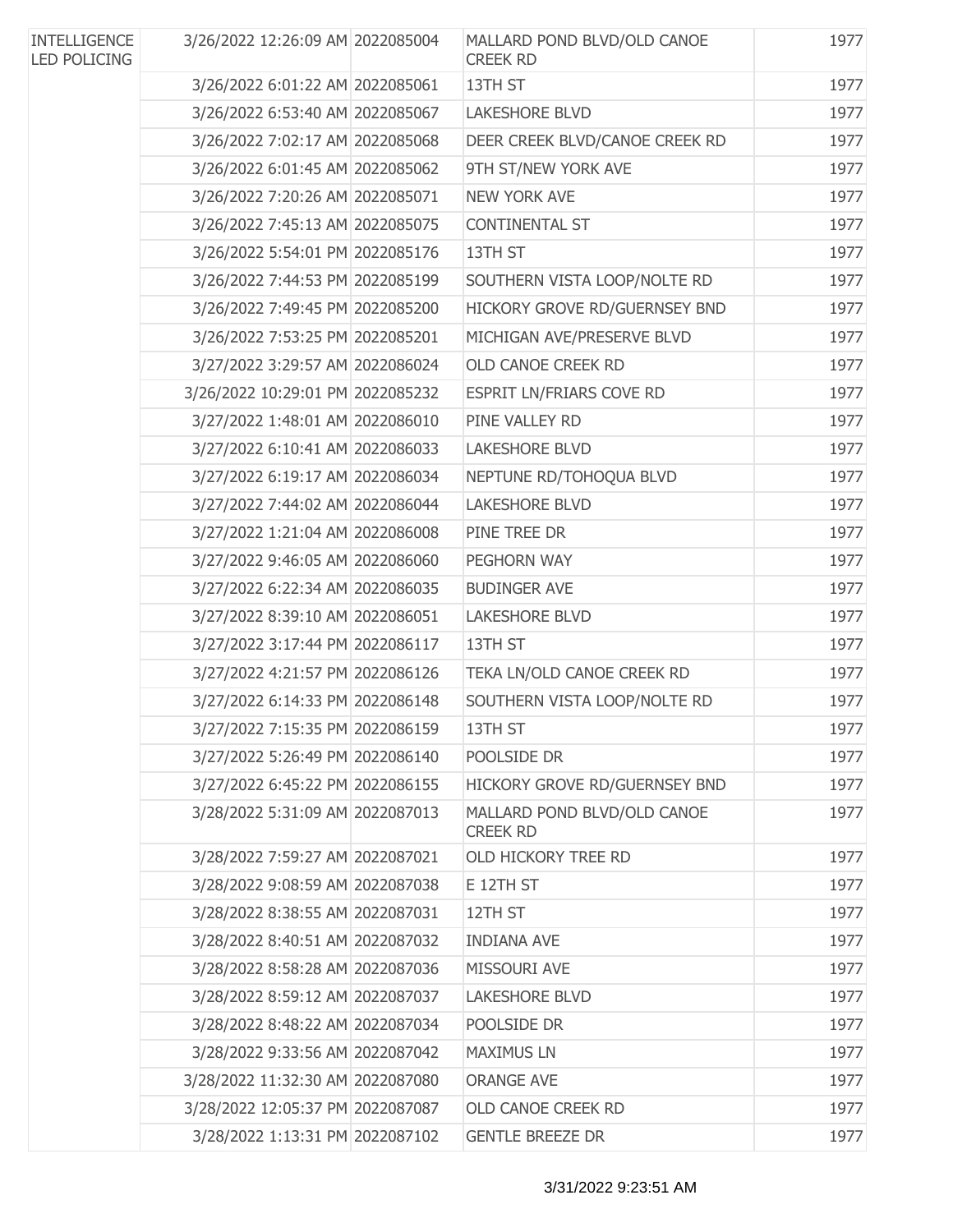| | | | | |
|---|---|---|---|---|
| INTELLIGENCE LED POLICING | 3/26/2022 12:26:09 AM | 2022085004 | MALLARD POND BLVD/OLD CANOE CREEK RD | 1977 |
| | 3/26/2022 6:01:22 AM | 2022085061 | 13TH ST | 1977 |
| | 3/26/2022 6:53:40 AM | 2022085067 | LAKESHORE BLVD | 1977 |
| | 3/26/2022 7:02:17 AM | 2022085068 | DEER CREEK BLVD/CANOE CREEK RD | 1977 |
| | 3/26/2022 6:01:45 AM | 2022085062 | 9TH ST/NEW YORK AVE | 1977 |
| | 3/26/2022 7:20:26 AM | 2022085071 | NEW YORK AVE | 1977 |
| | 3/26/2022 7:45:13 AM | 2022085075 | CONTINENTAL ST | 1977 |
| | 3/26/2022 5:54:01 PM | 2022085176 | 13TH ST | 1977 |
| | 3/26/2022 7:44:53 PM | 2022085199 | SOUTHERN VISTA LOOP/NOLTE RD | 1977 |
| | 3/26/2022 7:49:45 PM | 2022085200 | HICKORY GROVE RD/GUERNSEY BND | 1977 |
| | 3/26/2022 7:53:25 PM | 2022085201 | MICHIGAN AVE/PRESERVE BLVD | 1977 |
| | 3/27/2022 3:29:57 AM | 2022086024 | OLD CANOE CREEK RD | 1977 |
| | 3/26/2022 10:29:01 PM | 2022085232 | ESPRIT LN/FRIARS COVE RD | 1977 |
| | 3/27/2022 1:48:01 AM | 2022086010 | PINE VALLEY RD | 1977 |
| | 3/27/2022 6:10:41 AM | 2022086033 | LAKESHORE BLVD | 1977 |
| | 3/27/2022 6:19:17 AM | 2022086034 | NEPTUNE RD/TOHOQUA BLVD | 1977 |
| | 3/27/2022 7:44:02 AM | 2022086044 | LAKESHORE BLVD | 1977 |
| | 3/27/2022 1:21:04 AM | 2022086008 | PINE TREE DR | 1977 |
| | 3/27/2022 9:46:05 AM | 2022086060 | PEGHORN WAY | 1977 |
| | 3/27/2022 6:22:34 AM | 2022086035 | BUDINGER AVE | 1977 |
| | 3/27/2022 8:39:10 AM | 2022086051 | LAKESHORE BLVD | 1977 |
| | 3/27/2022 3:17:44 PM | 2022086117 | 13TH ST | 1977 |
| | 3/27/2022 4:21:57 PM | 2022086126 | TEKA LN/OLD CANOE CREEK RD | 1977 |
| | 3/27/2022 6:14:33 PM | 2022086148 | SOUTHERN VISTA LOOP/NOLTE RD | 1977 |
| | 3/27/2022 7:15:35 PM | 2022086159 | 13TH ST | 1977 |
| | 3/27/2022 5:26:49 PM | 2022086140 | POOLSIDE DR | 1977 |
| | 3/27/2022 6:45:22 PM | 2022086155 | HICKORY GROVE RD/GUERNSEY BND | 1977 |
| | 3/28/2022 5:31:09 AM | 2022087013 | MALLARD POND BLVD/OLD CANOE CREEK RD | 1977 |
| | 3/28/2022 7:59:27 AM | 2022087021 | OLD HICKORY TREE RD | 1977 |
| | 3/28/2022 9:08:59 AM | 2022087038 | E 12TH ST | 1977 |
| | 3/28/2022 8:38:55 AM | 2022087031 | 12TH ST | 1977 |
| | 3/28/2022 8:40:51 AM | 2022087032 | INDIANA AVE | 1977 |
| | 3/28/2022 8:58:28 AM | 2022087036 | MISSOURI AVE | 1977 |
| | 3/28/2022 8:59:12 AM | 2022087037 | LAKESHORE BLVD | 1977 |
| | 3/28/2022 8:48:22 AM | 2022087034 | POOLSIDE DR | 1977 |
| | 3/28/2022 9:33:56 AM | 2022087042 | MAXIMUS LN | 1977 |
| | 3/28/2022 11:32:30 AM | 2022087080 | ORANGE AVE | 1977 |
| | 3/28/2022 12:05:37 PM | 2022087087 | OLD CANOE CREEK RD | 1977 |
| | 3/28/2022 1:13:31 PM | 2022087102 | GENTLE BREEZE DR | 1977 |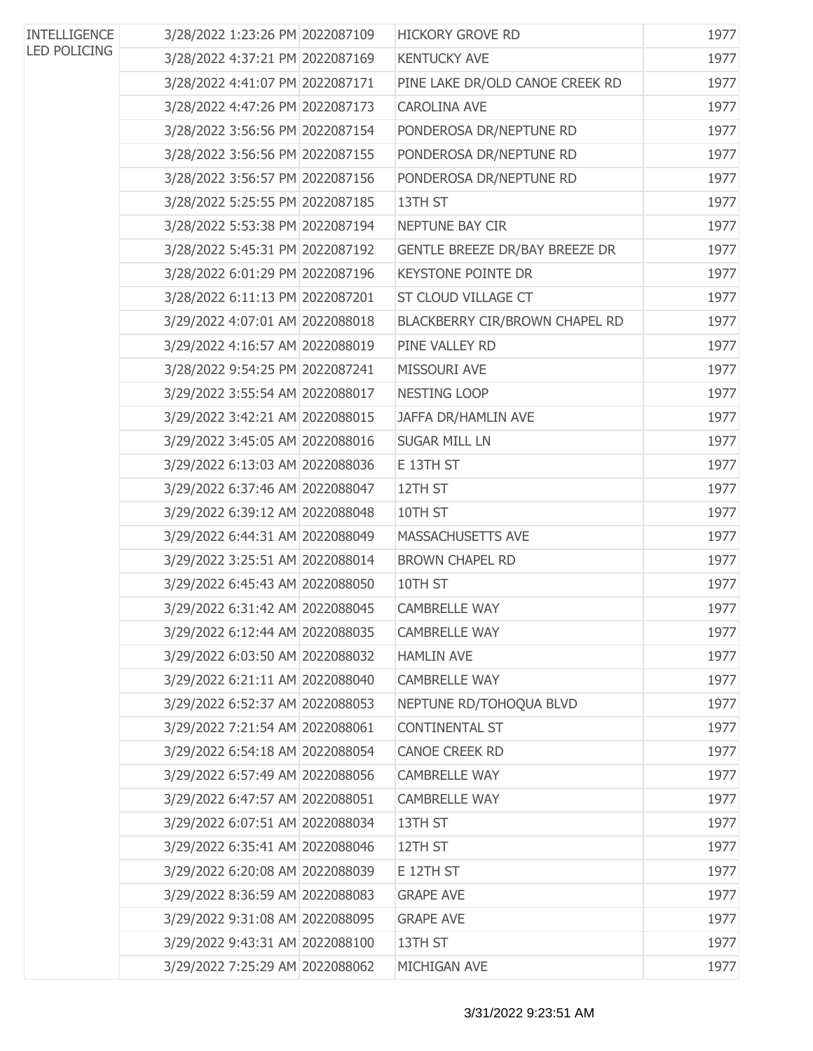| | | | | |
|---|---|---|---|---|
| INTELLIGENCE LED POLICING | 3/28/2022 1:23:26 PM | 2022087109 | HICKORY GROVE RD | 1977 |
| | 3/28/2022 4:37:21 PM | 2022087169 | KENTUCKY AVE | 1977 |
| | 3/28/2022 4:41:07 PM | 2022087171 | PINE LAKE DR/OLD CANOE CREEK RD | 1977 |
| | 3/28/2022 4:47:26 PM | 2022087173 | CAROLINA AVE | 1977 |
| | 3/28/2022 3:56:56 PM | 2022087154 | PONDEROSA DR/NEPTUNE RD | 1977 |
| | 3/28/2022 3:56:56 PM | 2022087155 | PONDEROSA DR/NEPTUNE RD | 1977 |
| | 3/28/2022 3:56:57 PM | 2022087156 | PONDEROSA DR/NEPTUNE RD | 1977 |
| | 3/28/2022 5:25:55 PM | 2022087185 | 13TH ST | 1977 |
| | 3/28/2022 5:53:38 PM | 2022087194 | NEPTUNE BAY CIR | 1977 |
| | 3/28/2022 5:45:31 PM | 2022087192 | GENTLE BREEZE DR/BAY BREEZE DR | 1977 |
| | 3/28/2022 6:01:29 PM | 2022087196 | KEYSTONE POINTE DR | 1977 |
| | 3/28/2022 6:11:13 PM | 2022087201 | ST CLOUD VILLAGE CT | 1977 |
| | 3/29/2022 4:07:01 AM | 2022088018 | BLACKBERRY CIR/BROWN CHAPEL RD | 1977 |
| | 3/29/2022 4:16:57 AM | 2022088019 | PINE VALLEY RD | 1977 |
| | 3/28/2022 9:54:25 PM | 2022087241 | MISSOURI AVE | 1977 |
| | 3/29/2022 3:55:54 AM | 2022088017 | NESTING LOOP | 1977 |
| | 3/29/2022 3:42:21 AM | 2022088015 | JAFFA DR/HAMLIN AVE | 1977 |
| | 3/29/2022 3:45:05 AM | 2022088016 | SUGAR MILL LN | 1977 |
| | 3/29/2022 6:13:03 AM | 2022088036 | E 13TH ST | 1977 |
| | 3/29/2022 6:37:46 AM | 2022088047 | 12TH ST | 1977 |
| | 3/29/2022 6:39:12 AM | 2022088048 | 10TH ST | 1977 |
| | 3/29/2022 6:44:31 AM | 2022088049 | MASSACHUSETTS AVE | 1977 |
| | 3/29/2022 3:25:51 AM | 2022088014 | BROWN CHAPEL RD | 1977 |
| | 3/29/2022 6:45:43 AM | 2022088050 | 10TH ST | 1977 |
| | 3/29/2022 6:31:42 AM | 2022088045 | CAMBRELLE WAY | 1977 |
| | 3/29/2022 6:12:44 AM | 2022088035 | CAMBRELLE WAY | 1977 |
| | 3/29/2022 6:03:50 AM | 2022088032 | HAMLIN AVE | 1977 |
| | 3/29/2022 6:21:11 AM | 2022088040 | CAMBRELLE WAY | 1977 |
| | 3/29/2022 6:52:37 AM | 2022088053 | NEPTUNE RD/TOHOQUA BLVD | 1977 |
| | 3/29/2022 7:21:54 AM | 2022088061 | CONTINENTAL ST | 1977 |
| | 3/29/2022 6:54:18 AM | 2022088054 | CANOE CREEK RD | 1977 |
| | 3/29/2022 6:57:49 AM | 2022088056 | CAMBRELLE WAY | 1977 |
| | 3/29/2022 6:47:57 AM | 2022088051 | CAMBRELLE WAY | 1977 |
| | 3/29/2022 6:07:51 AM | 2022088034 | 13TH ST | 1977 |
| | 3/29/2022 6:35:41 AM | 2022088046 | 12TH ST | 1977 |
| | 3/29/2022 6:20:08 AM | 2022088039 | E 12TH ST | 1977 |
| | 3/29/2022 8:36:59 AM | 2022088083 | GRAPE AVE | 1977 |
| | 3/29/2022 9:31:08 AM | 2022088095 | GRAPE AVE | 1977 |
| | 3/29/2022 9:43:31 AM | 2022088100 | 13TH ST | 1977 |
| | 3/29/2022 7:25:29 AM | 2022088062 | MICHIGAN AVE | 1977 |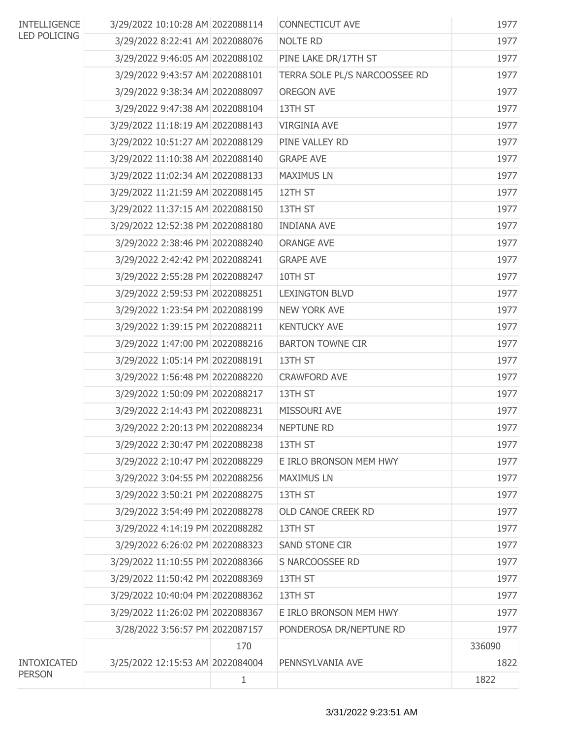| | | | | |
|---|---|---|---|---|
| INTELLIGENCE LED POLICING | 3/29/2022 10:10:28 AM | 2022088114 | CONNECTICUT AVE | 1977 |
| | 3/29/2022 8:22:41 AM | 2022088076 | NOLTE RD | 1977 |
| | 3/29/2022 9:46:05 AM | 2022088102 | PINE LAKE DR/17TH ST | 1977 |
| | 3/29/2022 9:43:57 AM | 2022088101 | TERRA SOLE PL/S NARCOOSSEE RD | 1977 |
| | 3/29/2022 9:38:34 AM | 2022088097 | OREGON AVE | 1977 |
| | 3/29/2022 9:47:38 AM | 2022088104 | 13TH ST | 1977 |
| | 3/29/2022 11:18:19 AM | 2022088143 | VIRGINIA AVE | 1977 |
| | 3/29/2022 10:51:27 AM | 2022088129 | PINE VALLEY RD | 1977 |
| | 3/29/2022 11:10:38 AM | 2022088140 | GRAPE AVE | 1977 |
| | 3/29/2022 11:02:34 AM | 2022088133 | MAXIMUS LN | 1977 |
| | 3/29/2022 11:21:59 AM | 2022088145 | 12TH ST | 1977 |
| | 3/29/2022 11:37:15 AM | 2022088150 | 13TH ST | 1977 |
| | 3/29/2022 12:52:38 PM | 2022088180 | INDIANA AVE | 1977 |
| | 3/29/2022 2:38:46 PM | 2022088240 | ORANGE AVE | 1977 |
| | 3/29/2022 2:42:42 PM | 2022088241 | GRAPE AVE | 1977 |
| | 3/29/2022 2:55:28 PM | 2022088247 | 10TH ST | 1977 |
| | 3/29/2022 2:59:53 PM | 2022088251 | LEXINGTON BLVD | 1977 |
| | 3/29/2022 1:23:54 PM | 2022088199 | NEW YORK AVE | 1977 |
| | 3/29/2022 1:39:15 PM | 2022088211 | KENTUCKY AVE | 1977 |
| | 3/29/2022 1:47:00 PM | 2022088216 | BARTON TOWNE CIR | 1977 |
| | 3/29/2022 1:05:14 PM | 2022088191 | 13TH ST | 1977 |
| | 3/29/2022 1:56:48 PM | 2022088220 | CRAWFORD AVE | 1977 |
| | 3/29/2022 1:50:09 PM | 2022088217 | 13TH ST | 1977 |
| | 3/29/2022 2:14:43 PM | 2022088231 | MISSOURI AVE | 1977 |
| | 3/29/2022 2:20:13 PM | 2022088234 | NEPTUNE RD | 1977 |
| | 3/29/2022 2:30:47 PM | 2022088238 | 13TH ST | 1977 |
| | 3/29/2022 2:10:47 PM | 2022088229 | E IRLO BRONSON MEM HWY | 1977 |
| | 3/29/2022 3:04:55 PM | 2022088256 | MAXIMUS LN | 1977 |
| | 3/29/2022 3:50:21 PM | 2022088275 | 13TH ST | 1977 |
| | 3/29/2022 3:54:49 PM | 2022088278 | OLD CANOE CREEK RD | 1977 |
| | 3/29/2022 4:14:19 PM | 2022088282 | 13TH ST | 1977 |
| | 3/29/2022 6:26:02 PM | 2022088323 | SAND STONE CIR | 1977 |
| | 3/29/2022 11:10:55 PM | 2022088366 | S NARCOOSSEE RD | 1977 |
| | 3/29/2022 11:50:42 PM | 2022088369 | 13TH ST | 1977 |
| | 3/29/2022 10:40:04 PM | 2022088362 | 13TH ST | 1977 |
| | 3/29/2022 11:26:02 PM | 2022088367 | E IRLO BRONSON MEM HWY | 1977 |
| | 3/28/2022 3:56:57 PM | 2022087157 | PONDEROSA DR/NEPTUNE RD | 1977 |
| | | 170 | | 336090 |
| INTOXICATED PERSON | 3/25/2022 12:15:53 AM | 2022084004 | PENNSYLVANIA AVE | 1822 |
| | | 1 | | 1822 |

3/31/2022 9:23:51 AM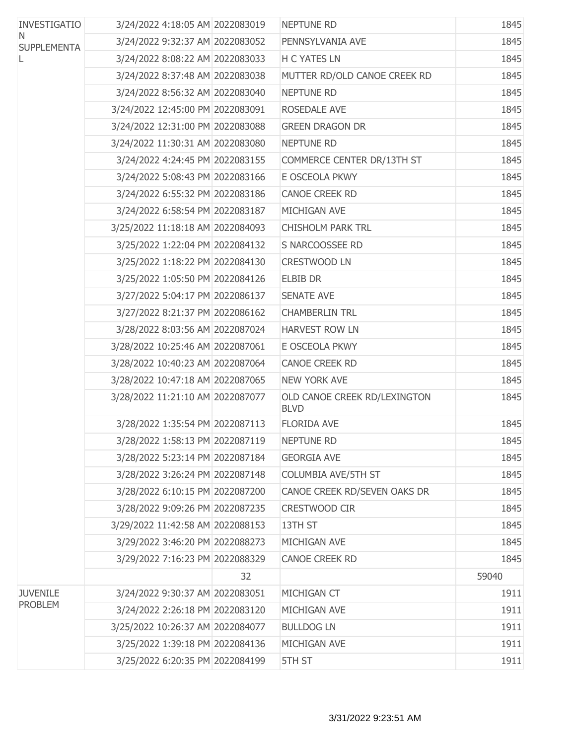| | | | | |
|---|---|---|---|---|
| INVESTIGATION SUPPLEMENTAL | 3/24/2022 4:18:05 AM | 2022083019 | NEPTUNE RD | 1845 |
| | 3/24/2022 9:32:37 AM | 2022083052 | PENNSYLVANIA AVE | 1845 |
| | 3/24/2022 8:08:22 AM | 2022083033 | H C YATES LN | 1845 |
| | 3/24/2022 8:37:48 AM | 2022083038 | MUTTER RD/OLD CANOE CREEK RD | 1845 |
| | 3/24/2022 8:56:32 AM | 2022083040 | NEPTUNE RD | 1845 |
| | 3/24/2022 12:45:00 PM | 2022083091 | ROSEDALE AVE | 1845 |
| | 3/24/2022 12:31:00 PM | 2022083088 | GREEN DRAGON DR | 1845 |
| | 3/24/2022 11:30:31 AM | 2022083080 | NEPTUNE RD | 1845 |
| | 3/24/2022 4:24:45 PM | 2022083155 | COMMERCE CENTER DR/13TH ST | 1845 |
| | 3/24/2022 5:08:43 PM | 2022083166 | E OSCEOLA PKWY | 1845 |
| | 3/24/2022 6:55:32 PM | 2022083186 | CANOE CREEK RD | 1845 |
| | 3/24/2022 6:58:54 PM | 2022083187 | MICHIGAN AVE | 1845 |
| | 3/25/2022 11:18:18 AM | 2022084093 | CHISHOLM PARK TRL | 1845 |
| | 3/25/2022 1:22:04 PM | 2022084132 | S NARCOOSSEE RD | 1845 |
| | 3/25/2022 1:18:22 PM | 2022084130 | CRESTWOOD LN | 1845 |
| | 3/25/2022 1:05:50 PM | 2022084126 | ELBIB DR | 1845 |
| | 3/27/2022 5:04:17 PM | 2022086137 | SENATE AVE | 1845 |
| | 3/27/2022 8:21:37 PM | 2022086162 | CHAMBERLIN TRL | 1845 |
| | 3/28/2022 8:03:56 AM | 2022087024 | HARVEST ROW LN | 1845 |
| | 3/28/2022 10:25:46 AM | 2022087061 | E OSCEOLA PKWY | 1845 |
| | 3/28/2022 10:40:23 AM | 2022087064 | CANOE CREEK RD | 1845 |
| | 3/28/2022 10:47:18 AM | 2022087065 | NEW YORK AVE | 1845 |
| | 3/28/2022 11:21:10 AM | 2022087077 | OLD CANOE CREEK RD/LEXINGTON BLVD | 1845 |
| | 3/28/2022 1:35:54 PM | 2022087113 | FLORIDA AVE | 1845 |
| | 3/28/2022 1:58:13 PM | 2022087119 | NEPTUNE RD | 1845 |
| | 3/28/2022 5:23:14 PM | 2022087184 | GEORGIA AVE | 1845 |
| | 3/28/2022 3:26:24 PM | 2022087148 | COLUMBIA AVE/5TH ST | 1845 |
| | 3/28/2022 6:10:15 PM | 2022087200 | CANOE CREEK RD/SEVEN OAKS DR | 1845 |
| | 3/28/2022 9:09:26 PM | 2022087235 | CRESTWOOD CIR | 1845 |
| | 3/29/2022 11:42:58 AM | 2022088153 | 13TH ST | 1845 |
| | 3/29/2022 3:46:20 PM | 2022088273 | MICHIGAN AVE | 1845 |
| | 3/29/2022 7:16:23 PM | 2022088329 | CANOE CREEK RD | 1845 |
| | | 32 | | 59040 |
| JUVENILE PROBLEM | 3/24/2022 9:30:37 AM | 2022083051 | MICHIGAN CT | 1911 |
| | 3/24/2022 2:26:18 PM | 2022083120 | MICHIGAN AVE | 1911 |
| | 3/25/2022 10:26:37 AM | 2022084077 | BULLDOG LN | 1911 |
| | 3/25/2022 1:39:18 PM | 2022084136 | MICHIGAN AVE | 1911 |
| | 3/25/2022 6:20:35 PM | 2022084199 | 5TH ST | 1911 |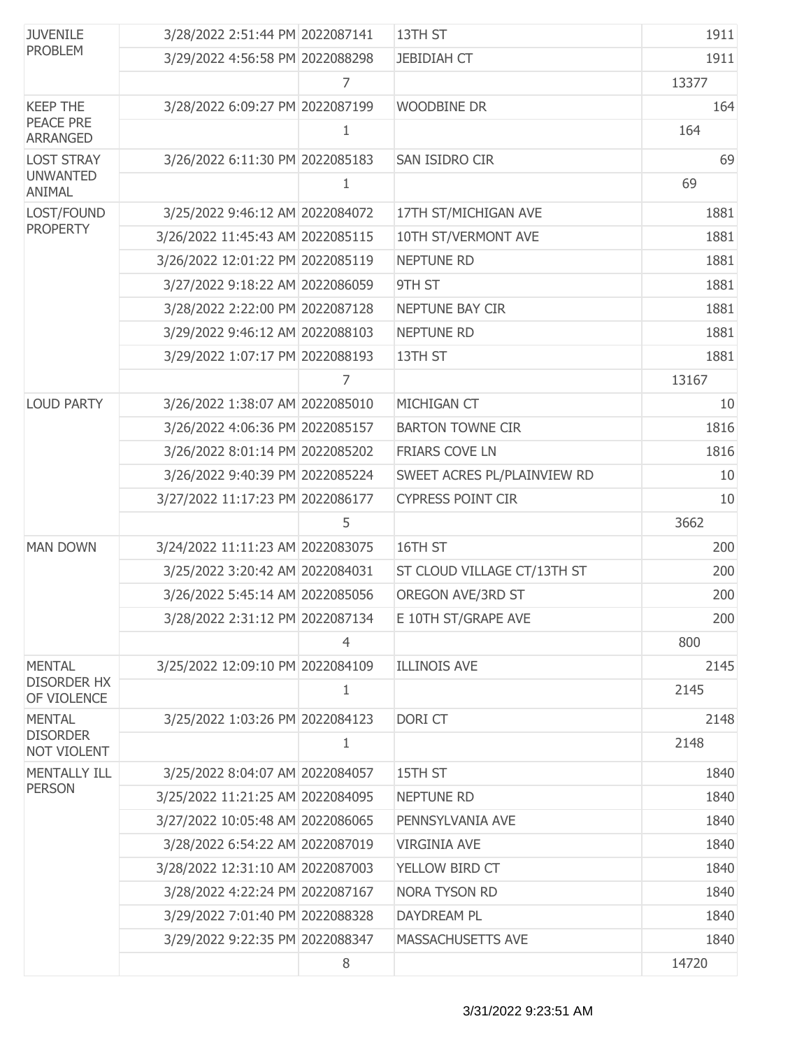| | | | | |
|---|---|---|---|---|
| JUVENILE PROBLEM | 3/28/2022 2:51:44 PM | 2022087141 | 13TH ST | 1911 |
| | 3/29/2022 4:56:58 PM | 2022088298 | JEBIDIAH CT | 1911 |
| | | 7 | | 13377 |
| KEEP THE PEACE PRE ARRANGED | 3/28/2022 6:09:27 PM | 2022087199 | WOODBINE DR | 164 |
| | | 1 | | 164 |
| LOST STRAY UNWANTED ANIMAL | 3/26/2022 6:11:30 PM | 2022085183 | SAN ISIDRO CIR | 69 |
| | | 1 | | 69 |
| LOST/FOUND PROPERTY | 3/25/2022 9:46:12 AM | 2022084072 | 17TH ST/MICHIGAN AVE | 1881 |
| | 3/26/2022 11:45:43 AM | 2022085115 | 10TH ST/VERMONT AVE | 1881 |
| | 3/26/2022 12:01:22 PM | 2022085119 | NEPTUNE RD | 1881 |
| | 3/27/2022 9:18:22 AM | 2022086059 | 9TH ST | 1881 |
| | 3/28/2022 2:22:00 PM | 2022087128 | NEPTUNE BAY CIR | 1881 |
| | 3/29/2022 9:46:12 AM | 2022088103 | NEPTUNE RD | 1881 |
| | 3/29/2022 1:07:17 PM | 2022088193 | 13TH ST | 1881 |
| | | 7 | | 13167 |
| LOUD PARTY | 3/26/2022 1:38:07 AM | 2022085010 | MICHIGAN CT | 10 |
| | 3/26/2022 4:06:36 PM | 2022085157 | BARTON TOWNE CIR | 1816 |
| | 3/26/2022 8:01:14 PM | 2022085202 | FRIARS COVE LN | 1816 |
| | 3/26/2022 9:40:39 PM | 2022085224 | SWEET ACRES PL/PLAINVIEW RD | 10 |
| | 3/27/2022 11:17:23 PM | 2022086177 | CYPRESS POINT CIR | 10 |
| | | 5 | | 3662 |
| MAN DOWN | 3/24/2022 11:11:23 AM | 2022083075 | 16TH ST | 200 |
| | 3/25/2022 3:20:42 AM | 2022084031 | ST CLOUD VILLAGE CT/13TH ST | 200 |
| | 3/26/2022 5:45:14 AM | 2022085056 | OREGON AVE/3RD ST | 200 |
| | 3/28/2022 2:31:12 PM | 2022087134 | E 10TH ST/GRAPE AVE | 200 |
| | | 4 | | 800 |
| MENTAL DISORDER HX OF VIOLENCE | 3/25/2022 12:09:10 PM | 2022084109 | ILLINOIS AVE | 2145 |
| | | 1 | | 2145 |
| MENTAL DISORDER NOT VIOLENT | 3/25/2022 1:03:26 PM | 2022084123 | DORI CT | 2148 |
| | | 1 | | 2148 |
| MENTALLY ILL PERSON | 3/25/2022 8:04:07 AM | 2022084057 | 15TH ST | 1840 |
| | 3/25/2022 11:21:25 AM | 2022084095 | NEPTUNE RD | 1840 |
| | 3/27/2022 10:05:48 AM | 2022086065 | PENNSYLVANIA AVE | 1840 |
| | 3/28/2022 6:54:22 AM | 2022087019 | VIRGINIA AVE | 1840 |
| | 3/28/2022 12:31:10 AM | 2022087003 | YELLOW BIRD CT | 1840 |
| | 3/28/2022 4:22:24 PM | 2022087167 | NORA TYSON RD | 1840 |
| | 3/29/2022 7:01:40 PM | 2022088328 | DAYDREAM PL | 1840 |
| | 3/29/2022 9:22:35 PM | 2022088347 | MASSACHUSETTS AVE | 1840 |
| | | 8 | | 14720 |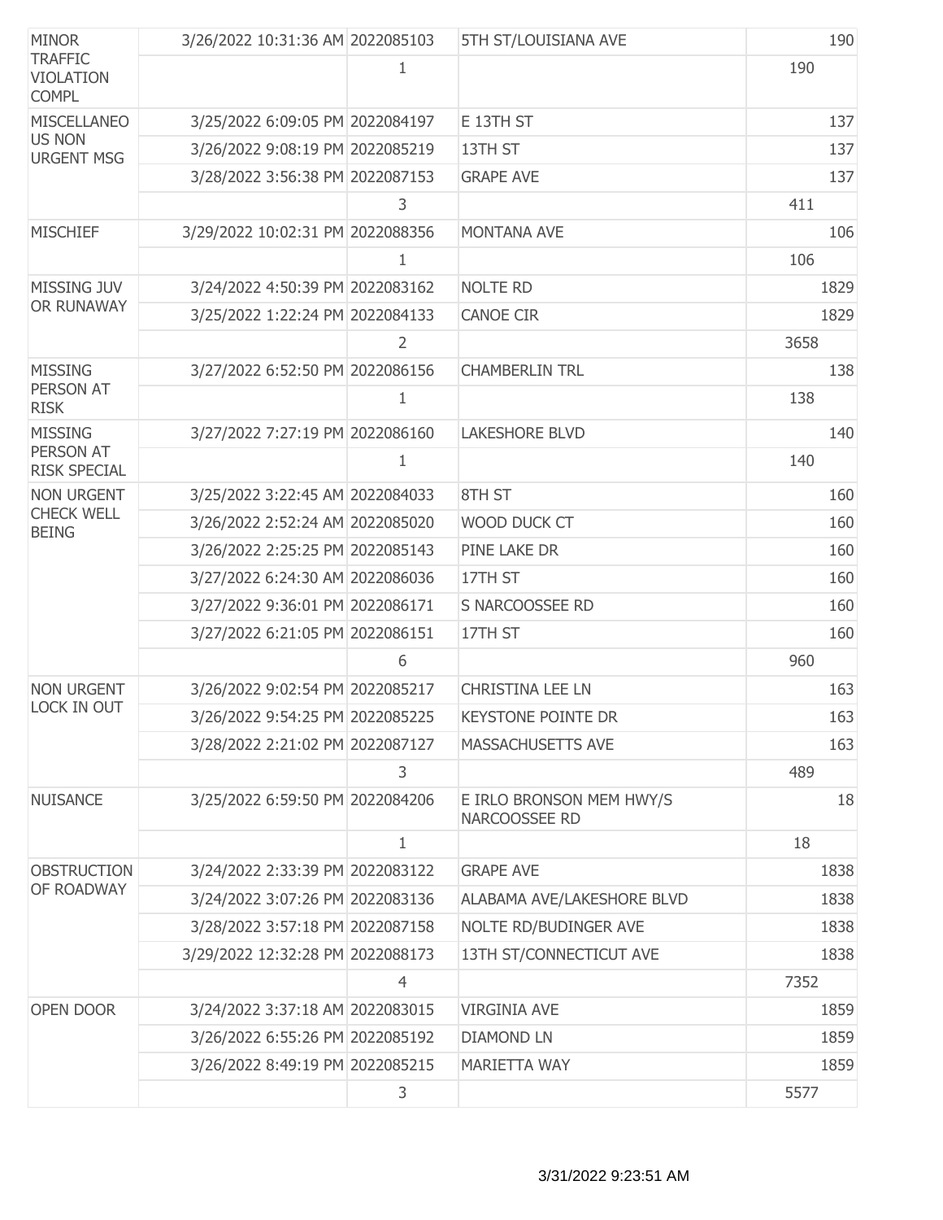| | | | | |
|---|---|---|---|---|
| MINOR TRAFFIC VIOLATION COMPL | 3/26/2022 10:31:36 AM | 2022085103 | 5TH ST/LOUISIANA AVE | 190 |
| | | 1 | | 190 |
| MISCELLANEOUS NON URGENT MSG | 3/25/2022 6:09:05 PM | 2022084197 | E 13TH ST | 137 |
| | 3/26/2022 9:08:19 PM | 2022085219 | 13TH ST | 137 |
| | 3/28/2022 3:56:38 PM | 2022087153 | GRAPE AVE | 137 |
| | | 3 | | 411 |
| MISCHIEF | 3/29/2022 10:02:31 PM | 2022088356 | MONTANA AVE | 106 |
| | | 1 | | 106 |
| MISSING JUV OR RUNAWAY | 3/24/2022 4:50:39 PM | 2022083162 | NOLTE RD | 1829 |
| | 3/25/2022 1:22:24 PM | 2022084133 | CANOE CIR | 1829 |
| | | 2 | | 3658 |
| MISSING PERSON AT RISK | 3/27/2022 6:52:50 PM | 2022086156 | CHAMBERLIN TRL | 138 |
| | | 1 | | 138 |
| MISSING PERSON AT RISK SPECIAL | 3/27/2022 7:27:19 PM | 2022086160 | LAKESHORE BLVD | 140 |
| | | 1 | | 140 |
| NON URGENT CHECK WELL BEING | 3/25/2022 3:22:45 AM | 2022084033 | 8TH ST | 160 |
| | 3/26/2022 2:52:24 AM | 2022085020 | WOOD DUCK CT | 160 |
| | 3/26/2022 2:25:25 PM | 2022085143 | PINE LAKE DR | 160 |
| | 3/27/2022 6:24:30 AM | 2022086036 | 17TH ST | 160 |
| | 3/27/2022 9:36:01 PM | 2022086171 | S NARCOOSSEE RD | 160 |
| | 3/27/2022 6:21:05 PM | 2022086151 | 17TH ST | 160 |
| | | 6 | | 960 |
| NON URGENT LOCK IN OUT | 3/26/2022 9:02:54 PM | 2022085217 | CHRISTINA LEE LN | 163 |
| | 3/26/2022 9:54:25 PM | 2022085225 | KEYSTONE POINTE DR | 163 |
| | 3/28/2022 2:21:02 PM | 2022087127 | MASSACHUSETTS AVE | 163 |
| | | 3 | | 489 |
| NUISANCE | 3/25/2022 6:59:50 PM | 2022084206 | E IRLO BRONSON MEM HWY/S NARCOOSSEE RD | 18 |
| | | 1 | | 18 |
| OBSTRUCTION OF ROADWAY | 3/24/2022 2:33:39 PM | 2022083122 | GRAPE AVE | 1838 |
| | 3/24/2022 3:07:26 PM | 2022083136 | ALABAMA AVE/LAKESHORE BLVD | 1838 |
| | 3/28/2022 3:57:18 PM | 2022087158 | NOLTE RD/BUDINGER AVE | 1838 |
| | 3/29/2022 12:32:28 PM | 2022088173 | 13TH ST/CONNECTICUT AVE | 1838 |
| | | 4 | | 7352 |
| OPEN DOOR | 3/24/2022 3:37:18 AM | 2022083015 | VIRGINIA AVE | 1859 |
| | 3/26/2022 6:55:26 PM | 2022085192 | DIAMOND LN | 1859 |
| | 3/26/2022 8:49:19 PM | 2022085215 | MARIETTA WAY | 1859 |
| | | 3 | | 5577 |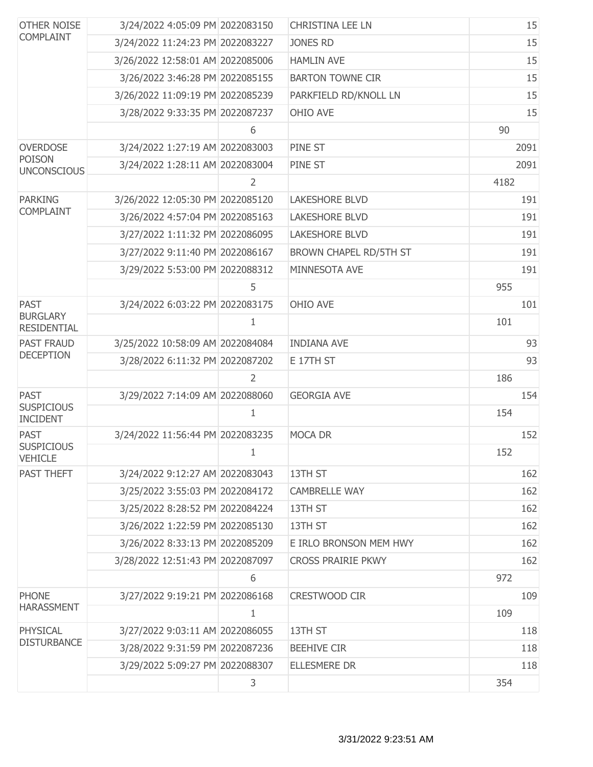| | | | | |
|---|---|---|---|---|
| OTHER NOISE COMPLAINT | 3/24/2022 4:05:09 PM | 2022083150 | CHRISTINA LEE LN | 15 |
| | 3/24/2022 11:24:23 PM | 2022083227 | JONES RD | 15 |
| | 3/26/2022 12:58:01 AM | 2022085006 | HAMLIN AVE | 15 |
| | 3/26/2022 3:46:28 PM | 2022085155 | BARTON TOWNE CIR | 15 |
| | 3/26/2022 11:09:19 PM | 2022085239 | PARKFIELD RD/KNOLL LN | 15 |
| | 3/28/2022 9:33:35 PM | 2022087237 | OHIO AVE | 15 |
| | | 6 | | 90 |
| OVERDOSE POISON UNCONSCIOUS | 3/24/2022 1:27:19 AM | 2022083003 | PINE ST | 2091 |
| | 3/24/2022 1:28:11 AM | 2022083004 | PINE ST | 2091 |
| | | 2 | | 4182 |
| PARKING COMPLAINT | 3/26/2022 12:05:30 PM | 2022085120 | LAKESHORE BLVD | 191 |
| | 3/26/2022 4:57:04 PM | 2022085163 | LAKESHORE BLVD | 191 |
| | 3/27/2022 1:11:32 PM | 2022086095 | LAKESHORE BLVD | 191 |
| | 3/27/2022 9:11:40 PM | 2022086167 | BROWN CHAPEL RD/5TH ST | 191 |
| | 3/29/2022 5:53:00 PM | 2022088312 | MINNESOTA AVE | 191 |
| | | 5 | | 955 |
| PAST BURGLARY RESIDENTIAL | 3/24/2022 6:03:22 PM | 2022083175 | OHIO AVE | 101 |
| | | 1 | | 101 |
| PAST FRAUD DECEPTION | 3/25/2022 10:58:09 AM | 2022084084 | INDIANA AVE | 93 |
| | 3/28/2022 6:11:32 PM | 2022087202 | E 17TH ST | 93 |
| | | 2 | | 186 |
| PAST SUSPICIOUS INCIDENT | 3/29/2022 7:14:09 AM | 2022088060 | GEORGIA AVE | 154 |
| | | 1 | | 154 |
| PAST SUSPICIOUS VEHICLE | 3/24/2022 11:56:44 PM | 2022083235 | MOCA DR | 152 |
| | | 1 | | 152 |
| PAST THEFT | 3/24/2022 9:12:27 AM | 2022083043 | 13TH ST | 162 |
| | 3/25/2022 3:55:03 PM | 2022084172 | CAMBRELLE WAY | 162 |
| | 3/25/2022 8:28:52 PM | 2022084224 | 13TH ST | 162 |
| | 3/26/2022 1:22:59 PM | 2022085130 | 13TH ST | 162 |
| | 3/26/2022 8:33:13 PM | 2022085209 | E IRLO BRONSON MEM HWY | 162 |
| | 3/28/2022 12:51:43 PM | 2022087097 | CROSS PRAIRIE PKWY | 162 |
| | | 6 | | 972 |
| PHONE HARASSMENT | 3/27/2022 9:19:21 PM | 2022086168 | CRESTWOOD CIR | 109 |
| | | 1 | | 109 |
| PHYSICAL DISTURBANCE | 3/27/2022 9:03:11 AM | 2022086055 | 13TH ST | 118 |
| | 3/28/2022 9:31:59 PM | 2022087236 | BEEHIVE CIR | 118 |
| | 3/29/2022 5:09:27 PM | 2022088307 | ELLESMERE DR | 118 |
| | | 3 | | 354 |

3/31/2022 9:23:51 AM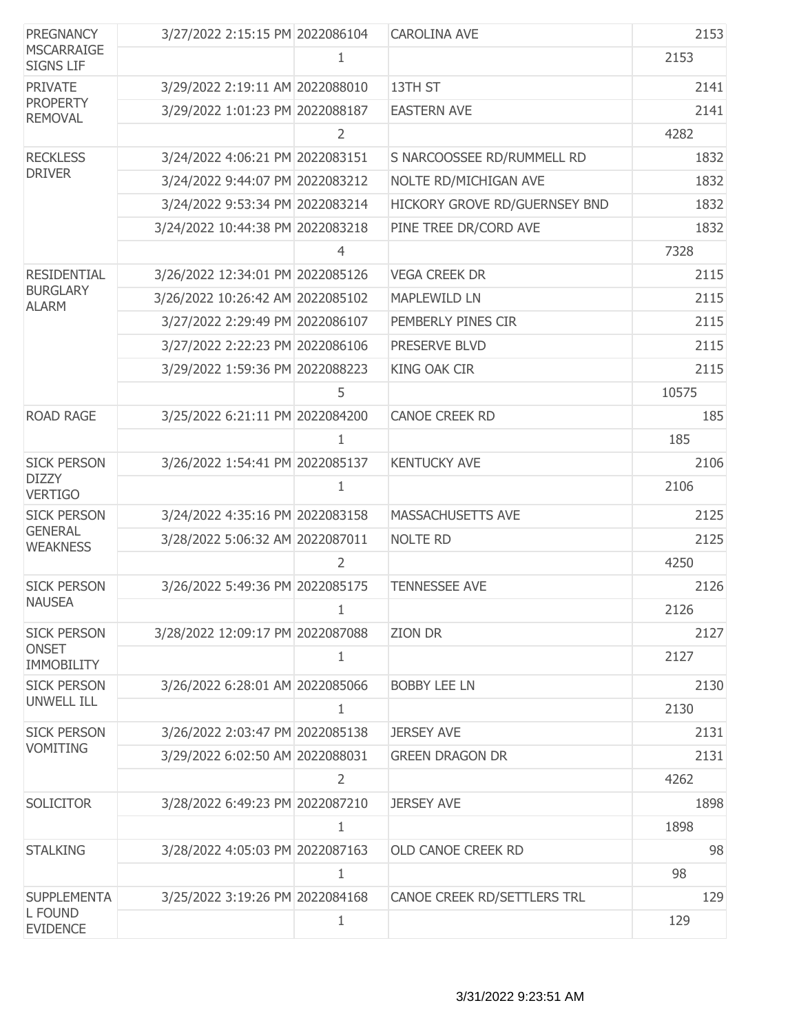| | | | | |
|---|---|---|---|---|
| PREGNANCY MSCARRAIGE SIGNS LIF | 3/27/2022 2:15:15 PM | 2022086104 | CAROLINA AVE | 2153 |
| | | 1 | | 2153 |
| PRIVATE PROPERTY REMOVAL | 3/29/2022 2:19:11 AM | 2022088010 | 13TH ST | 2141 |
| | 3/29/2022 1:01:23 PM | 2022088187 | EASTERN AVE | 2141 |
| | | 2 | | 4282 |
| RECKLESS DRIVER | 3/24/2022 4:06:21 PM | 2022083151 | S NARCOOSSEE RD/RUMMELL RD | 1832 |
| | 3/24/2022 9:44:07 PM | 2022083212 | NOLTE RD/MICHIGAN AVE | 1832 |
| | 3/24/2022 9:53:34 PM | 2022083214 | HICKORY GROVE RD/GUERNSEY BND | 1832 |
| | 3/24/2022 10:44:38 PM | 2022083218 | PINE TREE DR/CORD AVE | 1832 |
| | | 4 | | 7328 |
| RESIDENTIAL BURGLARY ALARM | 3/26/2022 12:34:01 PM | 2022085126 | VEGA CREEK DR | 2115 |
| | 3/26/2022 10:26:42 AM | 2022085102 | MAPLEWILD LN | 2115 |
| | 3/27/2022 2:29:49 PM | 2022086107 | PEMBERLY PINES CIR | 2115 |
| | 3/27/2022 2:22:23 PM | 2022086106 | PRESERVE BLVD | 2115 |
| | 3/29/2022 1:59:36 PM | 2022088223 | KING OAK CIR | 2115 |
| | | 5 | | 10575 |
| ROAD RAGE | 3/25/2022 6:21:11 PM | 2022084200 | CANOE CREEK RD | 185 |
| | | 1 | | 185 |
| SICK PERSON DIZZY VERTIGO | 3/26/2022 1:54:41 PM | 2022085137 | KENTUCKY AVE | 2106 |
| | | 1 | | 2106 |
| SICK PERSON GENERAL WEAKNESS | 3/24/2022 4:35:16 PM | 2022083158 | MASSACHUSETTS AVE | 2125 |
| | 3/28/2022 5:06:32 AM | 2022087011 | NOLTE RD | 2125 |
| | | 2 | | 4250 |
| SICK PERSON NAUSEA | 3/26/2022 5:49:36 PM | 2022085175 | TENNESSEE AVE | 2126 |
| | | 1 | | 2126 |
| SICK PERSON ONSET IMMOBILITY | 3/28/2022 12:09:17 PM | 2022087088 | ZION DR | 2127 |
| | | 1 | | 2127 |
| SICK PERSON UNWELL ILL | 3/26/2022 6:28:01 AM | 2022085066 | BOBBY LEE LN | 2130 |
| | | 1 | | 2130 |
| SICK PERSON VOMITING | 3/26/2022 2:03:47 PM | 2022085138 | JERSEY AVE | 2131 |
| | 3/29/2022 6:02:50 AM | 2022088031 | GREEN DRAGON DR | 2131 |
| | | 2 | | 4262 |
| SOLICITOR | 3/28/2022 6:49:23 PM | 2022087210 | JERSEY AVE | 1898 |
| | | 1 | | 1898 |
| STALKING | 3/28/2022 4:05:03 PM | 2022087163 | OLD CANOE CREEK RD | 98 |
| | | 1 | | 98 |
| SUPPLEMENTAL FOUND EVIDENCE | 3/25/2022 3:19:26 PM | 2022084168 | CANOE CREEK RD/SETTLERS TRL | 129 |
| | | 1 | | 129 |

3/31/2022 9:23:51 AM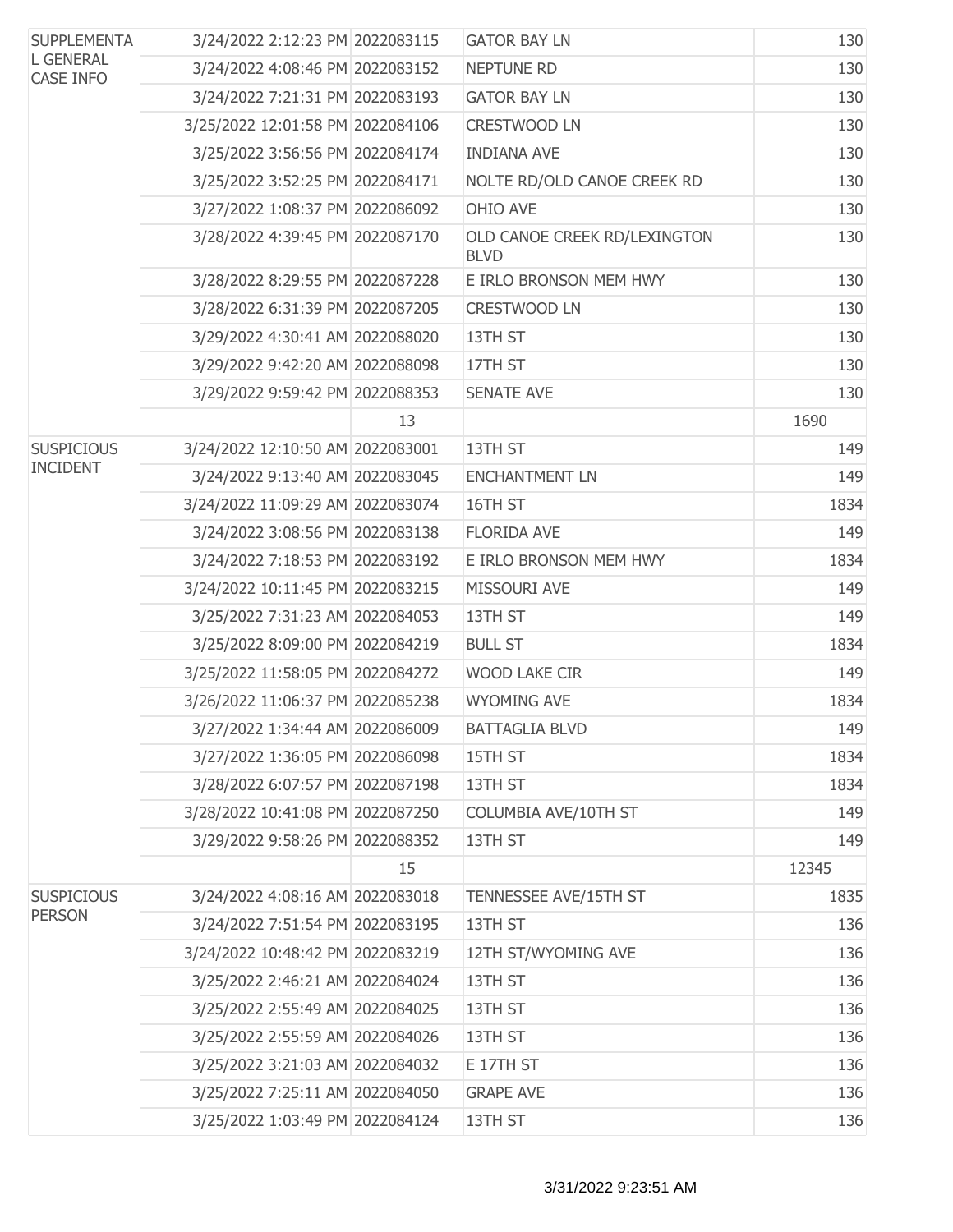| | | | | |
|---|---|---|---|---|
| SUPPLEMENTAL GENERAL CASE INFO | 3/24/2022 2:12:23 PM | 2022083115 | GATOR BAY LN | 130 |
| | 3/24/2022 4:08:46 PM | 2022083152 | NEPTUNE RD | 130 |
| | 3/24/2022 7:21:31 PM | 2022083193 | GATOR BAY LN | 130 |
| | 3/25/2022 12:01:58 PM | 2022084106 | CRESTWOOD LN | 130 |
| | 3/25/2022 3:56:56 PM | 2022084174 | INDIANA AVE | 130 |
| | 3/25/2022 3:52:25 PM | 2022084171 | NOLTE RD/OLD CANOE CREEK RD | 130 |
| | 3/27/2022 1:08:37 PM | 2022086092 | OHIO AVE | 130 |
| | 3/28/2022 4:39:45 PM | 2022087170 | OLD CANOE CREEK RD/LEXINGTON BLVD | 130 |
| | 3/28/2022 8:29:55 PM | 2022087228 | E IRLO BRONSON MEM HWY | 130 |
| | 3/28/2022 6:31:39 PM | 2022087205 | CRESTWOOD LN | 130 |
| | 3/29/2022 4:30:41 AM | 2022088020 | 13TH ST | 130 |
| | 3/29/2022 9:42:20 AM | 2022088098 | 17TH ST | 130 |
| | 3/29/2022 9:59:42 PM | 2022088353 | SENATE AVE | 130 |
| | | 13 | | 1690 |
| SUSPICIOUS INCIDENT | 3/24/2022 12:10:50 AM | 2022083001 | 13TH ST | 149 |
| | 3/24/2022 9:13:40 AM | 2022083045 | ENCHANTMENT LN | 149 |
| | 3/24/2022 11:09:29 AM | 2022083074 | 16TH ST | 1834 |
| | 3/24/2022 3:08:56 PM | 2022083138 | FLORIDA AVE | 149 |
| | 3/24/2022 7:18:53 PM | 2022083192 | E IRLO BRONSON MEM HWY | 1834 |
| | 3/24/2022 10:11:45 PM | 2022083215 | MISSOURI AVE | 149 |
| | 3/25/2022 7:31:23 AM | 2022084053 | 13TH ST | 149 |
| | 3/25/2022 8:09:00 PM | 2022084219 | BULL ST | 1834 |
| | 3/25/2022 11:58:05 PM | 2022084272 | WOOD LAKE CIR | 149 |
| | 3/26/2022 11:06:37 PM | 2022085238 | WYOMING AVE | 1834 |
| | 3/27/2022 1:34:44 AM | 2022086009 | BATTAGLIA BLVD | 149 |
| | 3/27/2022 1:36:05 PM | 2022086098 | 15TH ST | 1834 |
| | 3/28/2022 6:07:57 PM | 2022087198 | 13TH ST | 1834 |
| | 3/28/2022 10:41:08 PM | 2022087250 | COLUMBIA AVE/10TH ST | 149 |
| | 3/29/2022 9:58:26 PM | 2022088352 | 13TH ST | 149 |
| | | 15 | | 12345 |
| SUSPICIOUS PERSON | 3/24/2022 4:08:16 AM | 2022083018 | TENNESSEE AVE/15TH ST | 1835 |
| | 3/24/2022 7:51:54 PM | 2022083195 | 13TH ST | 136 |
| | 3/24/2022 10:48:42 PM | 2022083219 | 12TH ST/WYOMING AVE | 136 |
| | 3/25/2022 2:46:21 AM | 2022084024 | 13TH ST | 136 |
| | 3/25/2022 2:55:49 AM | 2022084025 | 13TH ST | 136 |
| | 3/25/2022 2:55:59 AM | 2022084026 | 13TH ST | 136 |
| | 3/25/2022 3:21:03 AM | 2022084032 | E 17TH ST | 136 |
| | 3/25/2022 7:25:11 AM | 2022084050 | GRAPE AVE | 136 |
| | 3/25/2022 1:03:49 PM | 2022084124 | 13TH ST | 136 |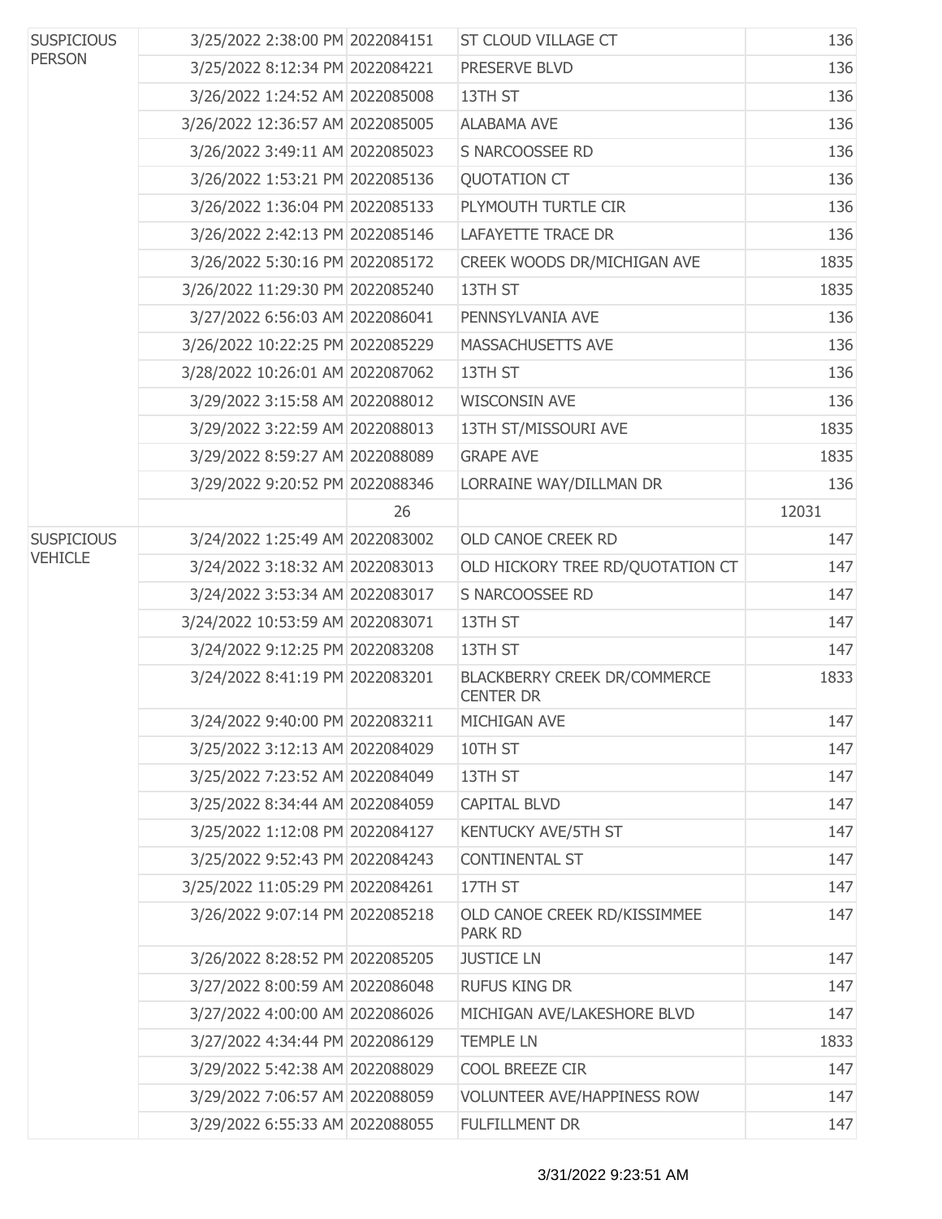| | | | | |
|---|---|---|---|---|
| SUSPICIOUS PERSON | 3/25/2022 2:38:00 PM | 2022084151 | ST CLOUD VILLAGE CT | 136 |
| | 3/25/2022 8:12:34 PM | 2022084221 | PRESERVE BLVD | 136 |
| | 3/26/2022 1:24:52 AM | 2022085008 | 13TH ST | 136 |
| | 3/26/2022 12:36:57 AM | 2022085005 | ALABAMA AVE | 136 |
| | 3/26/2022 3:49:11 AM | 2022085023 | S NARCOOSSEE RD | 136 |
| | 3/26/2022 1:53:21 PM | 2022085136 | QUOTATION CT | 136 |
| | 3/26/2022 1:36:04 PM | 2022085133 | PLYMOUTH TURTLE CIR | 136 |
| | 3/26/2022 2:42:13 PM | 2022085146 | LAFAYETTE TRACE DR | 136 |
| | 3/26/2022 5:30:16 PM | 2022085172 | CREEK WOODS DR/MICHIGAN AVE | 1835 |
| | 3/26/2022 11:29:30 PM | 2022085240 | 13TH ST | 1835 |
| | 3/27/2022 6:56:03 AM | 2022086041 | PENNSYLVANIA AVE | 136 |
| | 3/26/2022 10:22:25 PM | 2022085229 | MASSACHUSETTS AVE | 136 |
| | 3/28/2022 10:26:01 AM | 2022087062 | 13TH ST | 136 |
| | 3/29/2022 3:15:58 AM | 2022088012 | WISCONSIN AVE | 136 |
| | 3/29/2022 3:22:59 AM | 2022088013 | 13TH ST/MISSOURI AVE | 1835 |
| | 3/29/2022 8:59:27 AM | 2022088089 | GRAPE AVE | 1835 |
| | 3/29/2022 9:20:52 PM | 2022088346 | LORRAINE WAY/DILLMAN DR | 136 |
| | | 26 | | 12031 |
| SUSPICIOUS VEHICLE | 3/24/2022 1:25:49 AM | 2022083002 | OLD CANOE CREEK RD | 147 |
| | 3/24/2022 3:18:32 AM | 2022083013 | OLD HICKORY TREE RD/QUOTATION CT | 147 |
| | 3/24/2022 3:53:34 AM | 2022083017 | S NARCOOSSEE RD | 147 |
| | 3/24/2022 10:53:59 AM | 2022083071 | 13TH ST | 147 |
| | 3/24/2022 9:12:25 PM | 2022083208 | 13TH ST | 147 |
| | 3/24/2022 8:41:19 PM | 2022083201 | BLACKBERRY CREEK DR/COMMERCE CENTER DR | 1833 |
| | 3/24/2022 9:40:00 PM | 2022083211 | MICHIGAN AVE | 147 |
| | 3/25/2022 3:12:13 AM | 2022084029 | 10TH ST | 147 |
| | 3/25/2022 7:23:52 AM | 2022084049 | 13TH ST | 147 |
| | 3/25/2022 8:34:44 AM | 2022084059 | CAPITAL BLVD | 147 |
| | 3/25/2022 1:12:08 PM | 2022084127 | KENTUCKY AVE/5TH ST | 147 |
| | 3/25/2022 9:52:43 PM | 2022084243 | CONTINENTAL ST | 147 |
| | 3/25/2022 11:05:29 PM | 2022084261 | 17TH ST | 147 |
| | 3/26/2022 9:07:14 PM | 2022085218 | OLD CANOE CREEK RD/KISSIMMEE PARK RD | 147 |
| | 3/26/2022 8:28:52 PM | 2022085205 | JUSTICE LN | 147 |
| | 3/27/2022 8:00:59 AM | 2022086048 | RUFUS KING DR | 147 |
| | 3/27/2022 4:00:00 AM | 2022086026 | MICHIGAN AVE/LAKESHORE BLVD | 147 |
| | 3/27/2022 4:34:44 PM | 2022086129 | TEMPLE LN | 1833 |
| | 3/29/2022 5:42:38 AM | 2022088029 | COOL BREEZE CIR | 147 |
| | 3/29/2022 7:06:57 AM | 2022088059 | VOLUNTEER AVE/HAPPINESS ROW | 147 |
| | 3/29/2022 6:55:33 AM | 2022088055 | FULFILLMENT DR | 147 |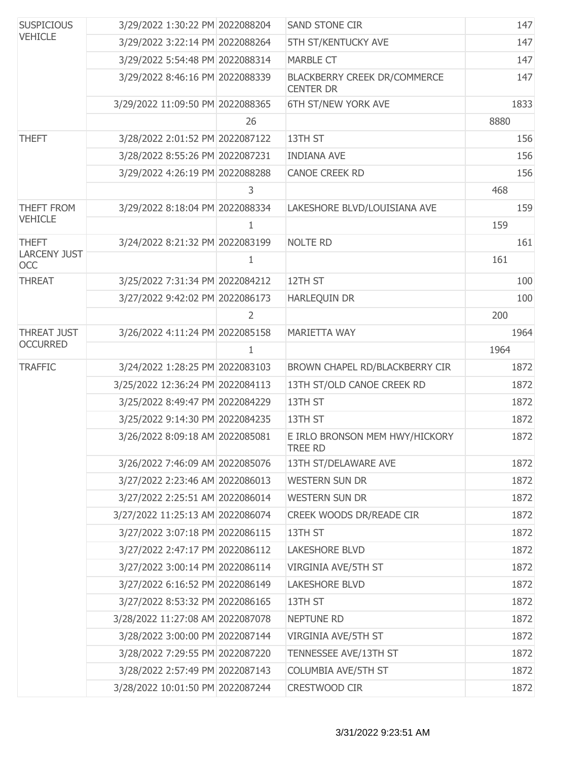| | | | | |
|---|---|---|---|---|
| SUSPICIOUS VEHICLE | 3/29/2022 1:30:22 PM | 2022088204 | SAND STONE CIR | 147 |
| | 3/29/2022 3:22:14 PM | 2022088264 | 5TH ST/KENTUCKY AVE | 147 |
| | 3/29/2022 5:54:48 PM | 2022088314 | MARBLE CT | 147 |
| | 3/29/2022 8:46:16 PM | 2022088339 | BLACKBERRY CREEK DR/COMMERCE CENTER DR | 147 |
| | 3/29/2022 11:09:50 PM | 2022088365 | 6TH ST/NEW YORK AVE | 1833 |
| | | 26 | | 8880 |
| THEFT | 3/28/2022 2:01:52 PM | 2022087122 | 13TH ST | 156 |
| | 3/28/2022 8:55:26 PM | 2022087231 | INDIANA AVE | 156 |
| | 3/29/2022 4:26:19 PM | 2022088288 | CANOE CREEK RD | 156 |
| | | 3 | | 468 |
| THEFT FROM VEHICLE | 3/29/2022 8:18:04 PM | 2022088334 | LAKESHORE BLVD/LOUISIANA AVE | 159 |
| | | 1 | | 159 |
| THEFT LARCENY JUST OCC | 3/24/2022 8:21:32 PM | 2022083199 | NOLTE RD | 161 |
| | | 1 | | 161 |
| THREAT | 3/25/2022 7:31:34 PM | 2022084212 | 12TH ST | 100 |
| | 3/27/2022 9:42:02 PM | 2022086173 | HARLEQUIN DR | 100 |
| | | 2 | | 200 |
| THREAT JUST OCCURRED | 3/26/2022 4:11:24 PM | 2022085158 | MARIETTA WAY | 1964 |
| | | 1 | | 1964 |
| TRAFFIC | 3/24/2022 1:28:25 PM | 2022083103 | BROWN CHAPEL RD/BLACKBERRY CIR | 1872 |
| | 3/25/2022 12:36:24 PM | 2022084113 | 13TH ST/OLD CANOE CREEK RD | 1872 |
| | 3/25/2022 8:49:47 PM | 2022084229 | 13TH ST | 1872 |
| | 3/25/2022 9:14:30 PM | 2022084235 | 13TH ST | 1872 |
| | 3/26/2022 8:09:18 AM | 2022085081 | E IRLO BRONSON MEM HWY/HICKORY TREE RD | 1872 |
| | 3/26/2022 7:46:09 AM | 2022085076 | 13TH ST/DELAWARE AVE | 1872 |
| | 3/27/2022 2:23:46 AM | 2022086013 | WESTERN SUN DR | 1872 |
| | 3/27/2022 2:25:51 AM | 2022086014 | WESTERN SUN DR | 1872 |
| | 3/27/2022 11:25:13 AM | 2022086074 | CREEK WOODS DR/READE CIR | 1872 |
| | 3/27/2022 3:07:18 PM | 2022086115 | 13TH ST | 1872 |
| | 3/27/2022 2:47:17 PM | 2022086112 | LAKESHORE BLVD | 1872 |
| | 3/27/2022 3:00:14 PM | 2022086114 | VIRGINIA AVE/5TH ST | 1872 |
| | 3/27/2022 6:16:52 PM | 2022086149 | LAKESHORE BLVD | 1872 |
| | 3/27/2022 8:53:32 PM | 2022086165 | 13TH ST | 1872 |
| | 3/28/2022 11:27:08 AM | 2022087078 | NEPTUNE RD | 1872 |
| | 3/28/2022 3:00:00 PM | 2022087144 | VIRGINIA AVE/5TH ST | 1872 |
| | 3/28/2022 7:29:55 PM | 2022087220 | TENNESSEE AVE/13TH ST | 1872 |
| | 3/28/2022 2:57:49 PM | 2022087143 | COLUMBIA AVE/5TH ST | 1872 |
| | 3/28/2022 10:01:50 PM | 2022087244 | CRESTWOOD CIR | 1872 |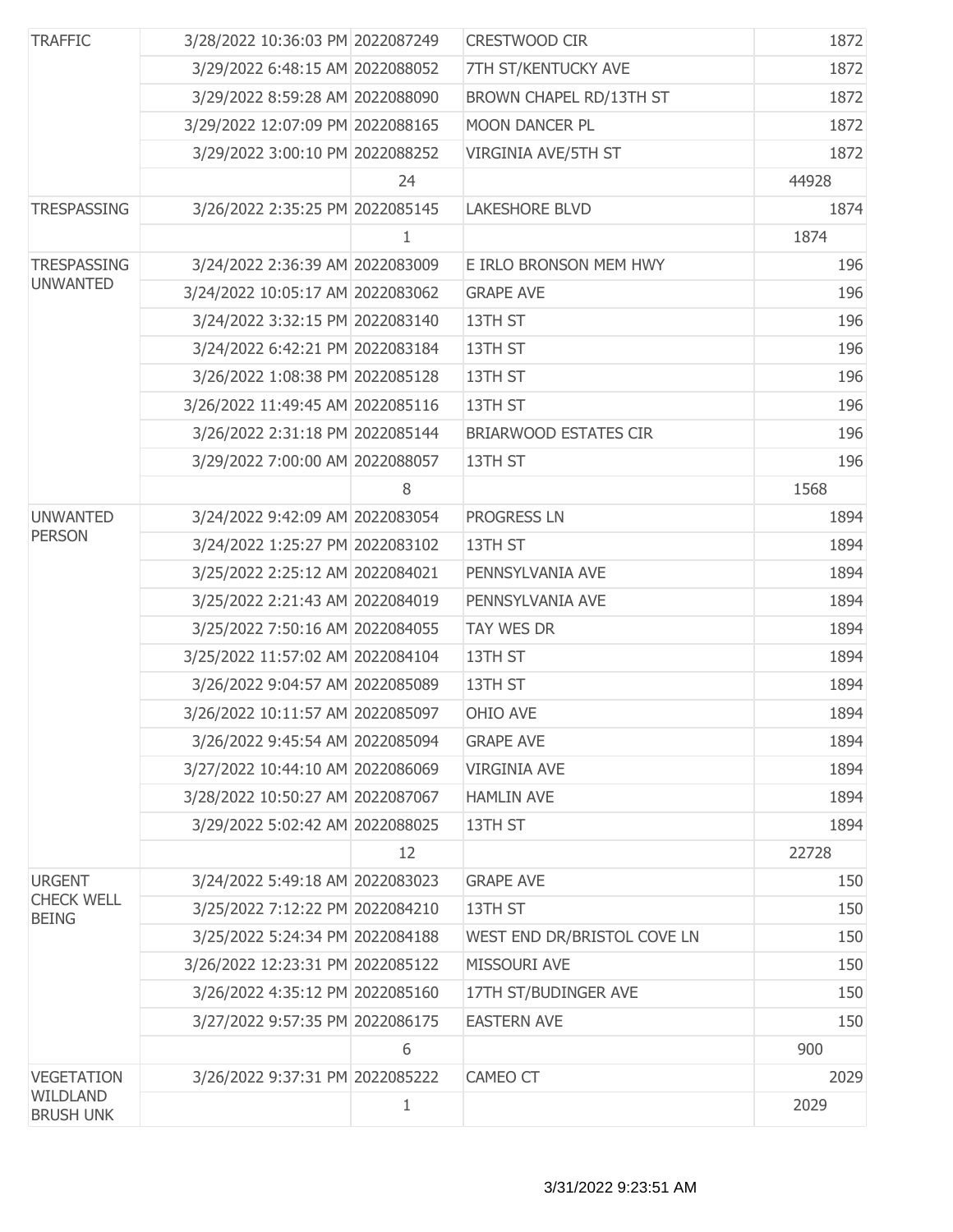| | | | | |
|---|---|---|---|---|
| TRAFFIC | 3/28/2022 10:36:03 PM | 2022087249 | CRESTWOOD CIR | 1872 |
| | 3/29/2022 6:48:15 AM | 2022088052 | 7TH ST/KENTUCKY AVE | 1872 |
| | 3/29/2022 8:59:28 AM | 2022088090 | BROWN CHAPEL RD/13TH ST | 1872 |
| | 3/29/2022 12:07:09 PM | 2022088165 | MOON DANCER PL | 1872 |
| | 3/29/2022 3:00:10 PM | 2022088252 | VIRGINIA AVE/5TH ST | 1872 |
| | | 24 | | 44928 |
| TRESPASSING | 3/26/2022 2:35:25 PM | 2022085145 | LAKESHORE BLVD | 1874 |
| | | 1 | | 1874 |
| TRESPASSING UNWANTED | 3/24/2022 2:36:39 AM | 2022083009 | E IRLO BRONSON MEM HWY | 196 |
| | 3/24/2022 10:05:17 AM | 2022083062 | GRAPE AVE | 196 |
| | 3/24/2022 3:32:15 PM | 2022083140 | 13TH ST | 196 |
| | 3/24/2022 6:42:21 PM | 2022083184 | 13TH ST | 196 |
| | 3/26/2022 1:08:38 PM | 2022085128 | 13TH ST | 196 |
| | 3/26/2022 11:49:45 AM | 2022085116 | 13TH ST | 196 |
| | 3/26/2022 2:31:18 PM | 2022085144 | BRIARWOOD ESTATES CIR | 196 |
| | 3/29/2022 7:00:00 AM | 2022088057 | 13TH ST | 196 |
| | | 8 | | 1568 |
| UNWANTED PERSON | 3/24/2022 9:42:09 AM | 2022083054 | PROGRESS LN | 1894 |
| | 3/24/2022 1:25:27 PM | 2022083102 | 13TH ST | 1894 |
| | 3/25/2022 2:25:12 AM | 2022084021 | PENNSYLVANIA AVE | 1894 |
| | 3/25/2022 2:21:43 AM | 2022084019 | PENNSYLVANIA AVE | 1894 |
| | 3/25/2022 7:50:16 AM | 2022084055 | TAY WES DR | 1894 |
| | 3/25/2022 11:57:02 AM | 2022084104 | 13TH ST | 1894 |
| | 3/26/2022 9:04:57 AM | 2022085089 | 13TH ST | 1894 |
| | 3/26/2022 10:11:57 AM | 2022085097 | OHIO AVE | 1894 |
| | 3/26/2022 9:45:54 AM | 2022085094 | GRAPE AVE | 1894 |
| | 3/27/2022 10:44:10 AM | 2022086069 | VIRGINIA AVE | 1894 |
| | 3/28/2022 10:50:27 AM | 2022087067 | HAMLIN AVE | 1894 |
| | 3/29/2022 5:02:42 AM | 2022088025 | 13TH ST | 1894 |
| | | 12 | | 22728 |
| URGENT CHECK WELL BEING | 3/24/2022 5:49:18 AM | 2022083023 | GRAPE AVE | 150 |
| | 3/25/2022 7:12:22 PM | 2022084210 | 13TH ST | 150 |
| | 3/25/2022 5:24:34 PM | 2022084188 | WEST END DR/BRISTOL COVE LN | 150 |
| | 3/26/2022 12:23:31 PM | 2022085122 | MISSOURI AVE | 150 |
| | 3/26/2022 4:35:12 PM | 2022085160 | 17TH ST/BUDINGER AVE | 150 |
| | 3/27/2022 9:57:35 PM | 2022086175 | EASTERN AVE | 150 |
| | | 6 | | 900 |
| VEGETATION WILDLAND BRUSH UNK | 3/26/2022 9:37:31 PM | 2022085222 | CAMEO CT | 2029 |
| | | 1 | | 2029 |

3/31/2022 9:23:51 AM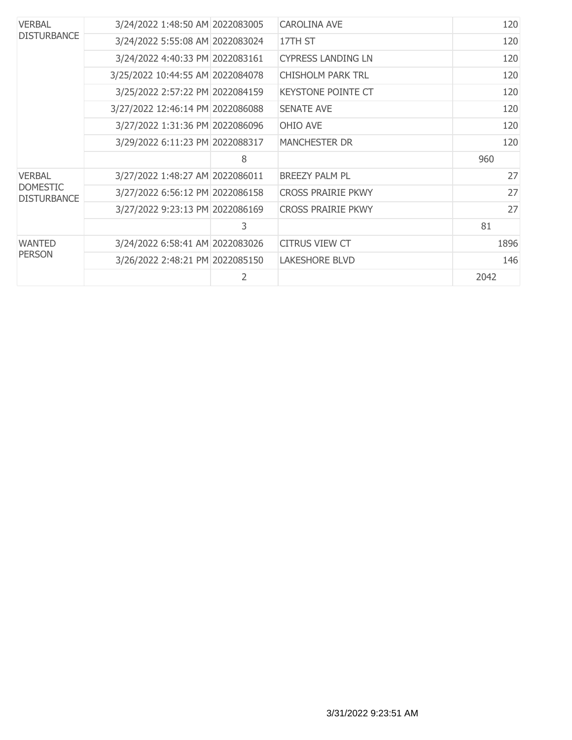| | | | | |
|---|---|---|---|---|
| VERBAL DISTURBANCE | 3/24/2022 1:48:50 AM | 2022083005 | CAROLINA AVE | 120 |
| | 3/24/2022 5:55:08 AM | 2022083024 | 17TH ST | 120 |
| | 3/24/2022 4:40:33 PM | 2022083161 | CYPRESS LANDING LN | 120 |
| | 3/25/2022 10:44:55 AM | 2022084078 | CHISHOLM PARK TRL | 120 |
| | 3/25/2022 2:57:22 PM | 2022084159 | KEYSTONE POINTE CT | 120 |
| | 3/27/2022 12:46:14 PM | 2022086088 | SENATE AVE | 120 |
| | 3/27/2022 1:31:36 PM | 2022086096 | OHIO AVE | 120 |
| | 3/29/2022 6:11:23 PM | 2022088317 | MANCHESTER DR | 120 |
| | | 8 | | 960 |
| VERBAL DOMESTIC DISTURBANCE | 3/27/2022 1:48:27 AM | 2022086011 | BREEZY PALM PL | 27 |
| | 3/27/2022 6:56:12 PM | 2022086158 | CROSS PRAIRIE PKWY | 27 |
| | 3/27/2022 9:23:13 PM | 2022086169 | CROSS PRAIRIE PKWY | 27 |
| | | 3 | | 81 |
| WANTED PERSON | 3/24/2022 6:58:41 AM | 2022083026 | CITRUS VIEW CT | 1896 |
| | 3/26/2022 2:48:21 PM | 2022085150 | LAKESHORE BLVD | 146 |
| | | 2 | | 2042 |